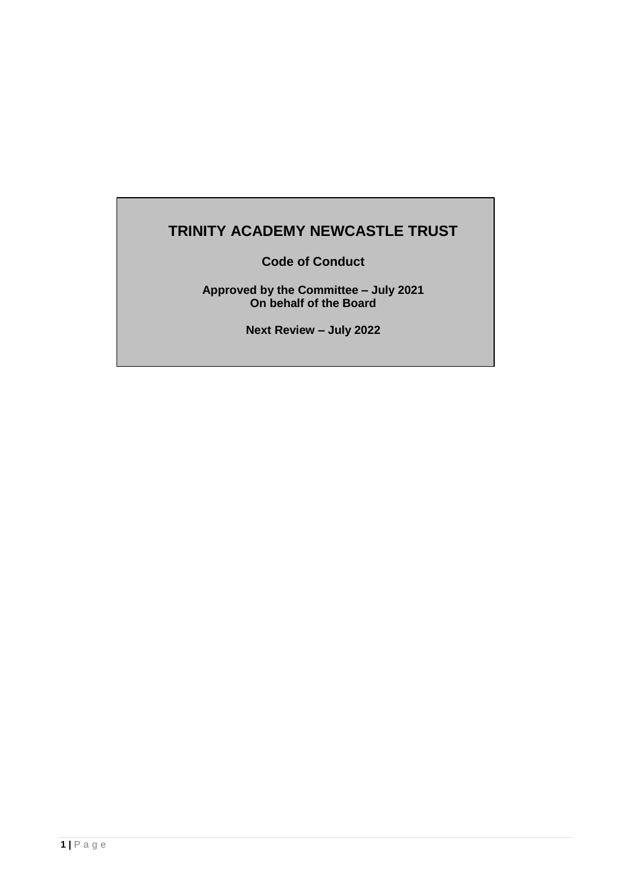# TRINITY ACADEMY NEWCASTLE TRUST

**Code of Conduct**

**Approved by the Committee – July 2021**
**On behalf of the Board**

**Next Review – July 2022**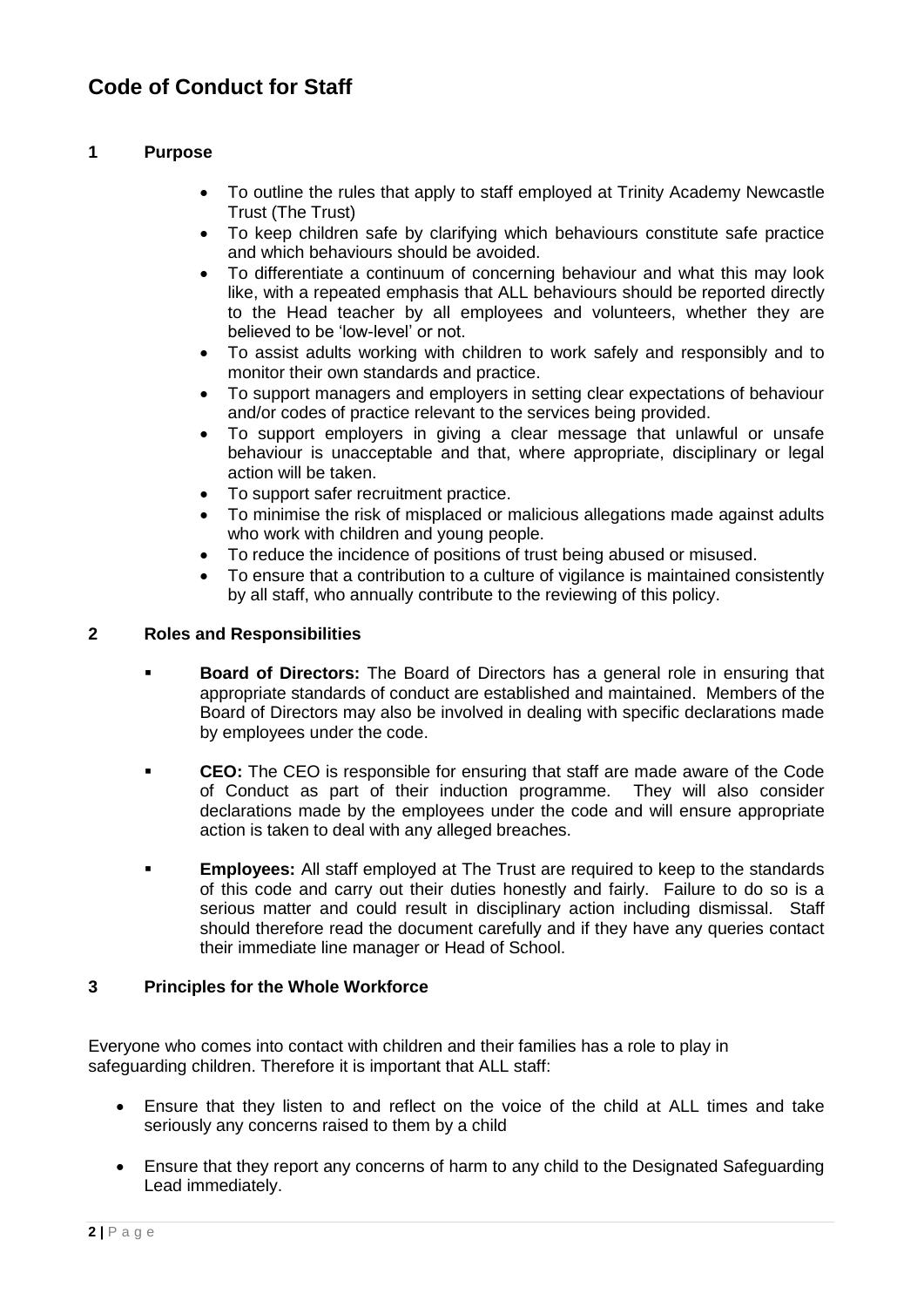# Code of Conduct for Staff

## 1 Purpose

- To outline the rules that apply to staff employed at Trinity Academy Newcastle Trust (The Trust)
- To keep children safe by clarifying which behaviours constitute safe practice and which behaviours should be avoided.
- To differentiate a continuum of concerning behaviour and what this may look like, with a repeated emphasis that ALL behaviours should be reported directly to the Head teacher by all employees and volunteers, whether they are believed to be 'low-level' or not.
- To assist adults working with children to work safely and responsibly and to monitor their own standards and practice.
- To support managers and employers in setting clear expectations of behaviour and/or codes of practice relevant to the services being provided.
- To support employers in giving a clear message that unlawful or unsafe behaviour is unacceptable and that, where appropriate, disciplinary or legal action will be taken.
- To support safer recruitment practice.
- To minimise the risk of misplaced or malicious allegations made against adults who work with children and young people.
- To reduce the incidence of positions of trust being abused or misused.
- To ensure that a contribution to a culture of vigilance is maintained consistently by all staff, who annually contribute to the reviewing of this policy.

## 2 Roles and Responsibilities

- **Board of Directors:** The Board of Directors has a general role in ensuring that appropriate standards of conduct are established and maintained. Members of the Board of Directors may also be involved in dealing with specific declarations made by employees under the code.
- **CEO:** The CEO is responsible for ensuring that staff are made aware of the Code of Conduct as part of their induction programme. They will also consider declarations made by the employees under the code and will ensure appropriate action is taken to deal with any alleged breaches.
- **Employees:** All staff employed at The Trust are required to keep to the standards of this code and carry out their duties honestly and fairly. Failure to do so is a serious matter and could result in disciplinary action including dismissal. Staff should therefore read the document carefully and if they have any queries contact their immediate line manager or Head of School.

## 3 Principles for the Whole Workforce

Everyone who comes into contact with children and their families has a role to play in safeguarding children. Therefore it is important that ALL staff:

- Ensure that they listen to and reflect on the voice of the child at ALL times and take seriously any concerns raised to them by a child
- Ensure that they report any concerns of harm to any child to the Designated Safeguarding Lead immediately.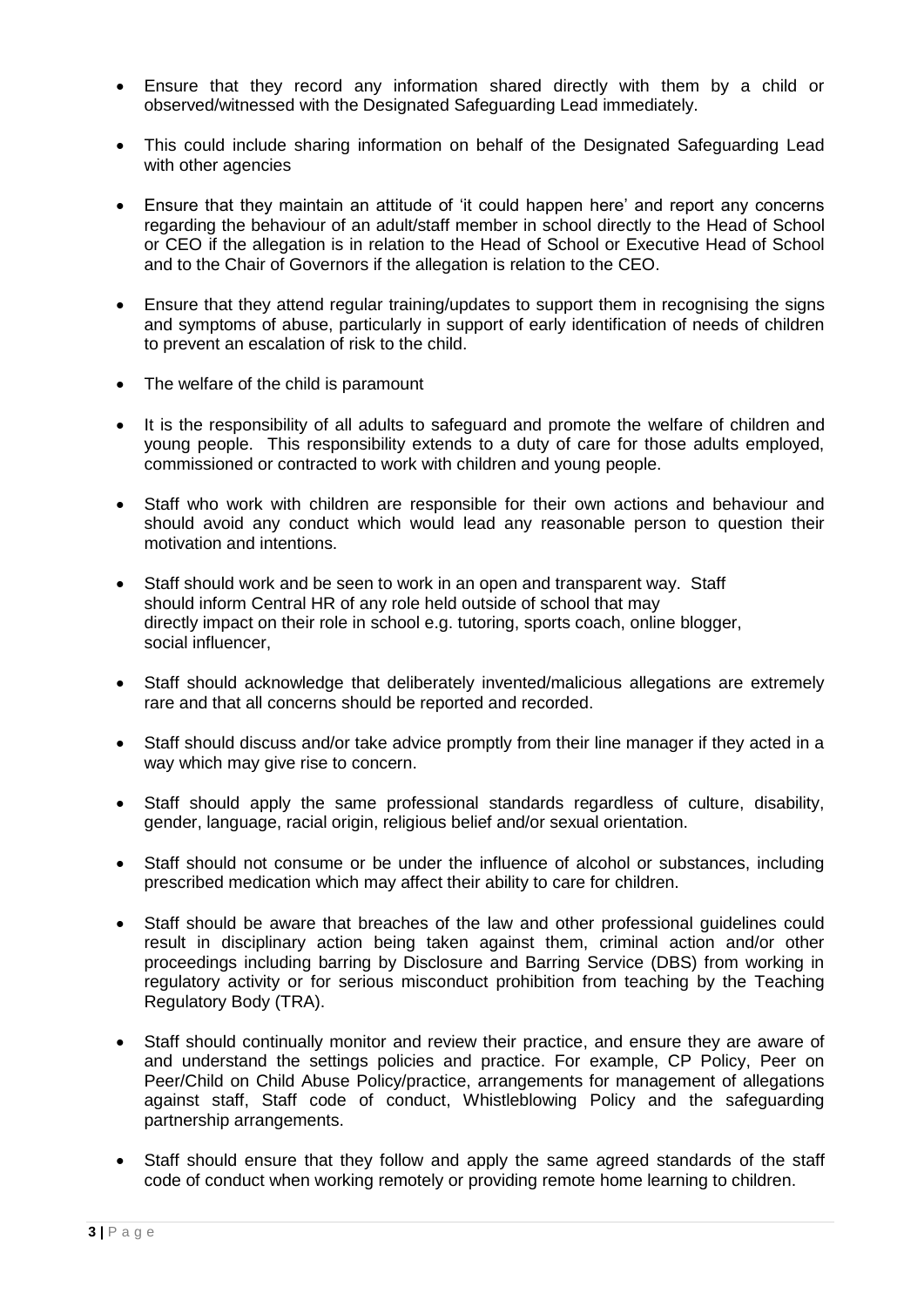- Ensure that they record any information shared directly with them by a child or observed/witnessed with the Designated Safeguarding Lead immediately.

- This could include sharing information on behalf of the Designated Safeguarding Lead with other agencies

- Ensure that they maintain an attitude of 'it could happen here' and report any concerns regarding the behaviour of an adult/staff member in school directly to the Head of School or CEO if the allegation is in relation to the Head of School or Executive Head of School and to the Chair of Governors if the allegation is relation to the CEO.

- Ensure that they attend regular training/updates to support them in recognising the signs and symptoms of abuse, particularly in support of early identification of needs of children to prevent an escalation of risk to the child.

- The welfare of the child is paramount

- It is the responsibility of all adults to safeguard and promote the welfare of children and young people. This responsibility extends to a duty of care for those adults employed, commissioned or contracted to work with children and young people.

- Staff who work with children are responsible for their own actions and behaviour and should avoid any conduct which would lead any reasonable person to question their motivation and intentions.

- Staff should work and be seen to work in an open and transparent way. Staff should inform Central HR of any role held outside of school that may directly impact on their role in school e.g. tutoring, sports coach, online blogger, social influencer,

- Staff should acknowledge that deliberately invented/malicious allegations are extremely rare and that all concerns should be reported and recorded.

- Staff should discuss and/or take advice promptly from their line manager if they acted in a way which may give rise to concern.

- Staff should apply the same professional standards regardless of culture, disability, gender, language, racial origin, religious belief and/or sexual orientation.

- Staff should not consume or be under the influence of alcohol or substances, including prescribed medication which may affect their ability to care for children.

- Staff should be aware that breaches of the law and other professional guidelines could result in disciplinary action being taken against them, criminal action and/or other proceedings including barring by Disclosure and Barring Service (DBS) from working in regulatory activity or for serious misconduct prohibition from teaching by the Teaching Regulatory Body (TRA).

- Staff should continually monitor and review their practice, and ensure they are aware of and understand the settings policies and practice. For example, CP Policy, Peer on Peer/Child on Child Abuse Policy/practice, arrangements for management of allegations against staff, Staff code of conduct, Whistleblowing Policy and the safeguarding partnership arrangements.

- Staff should ensure that they follow and apply the same agreed standards of the staff code of conduct when working remotely or providing remote home learning to children.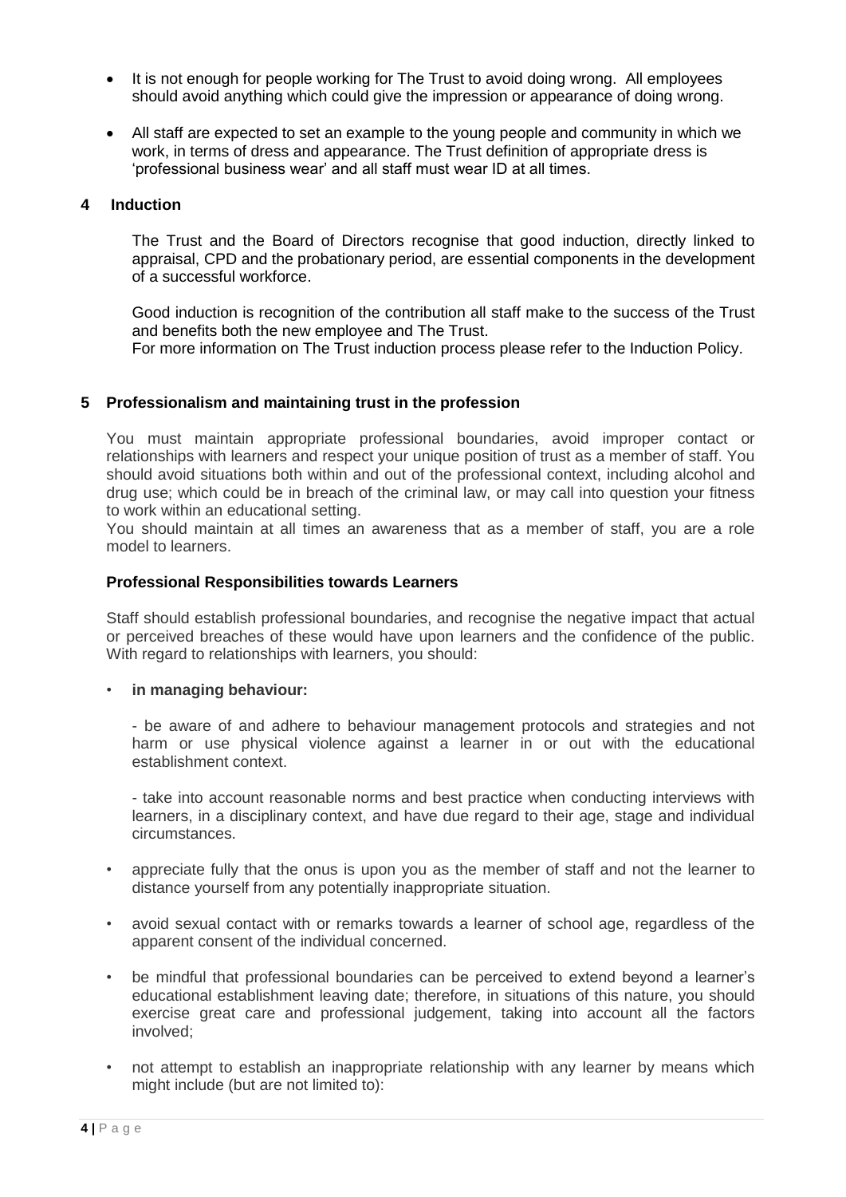- It is not enough for people working for The Trust to avoid doing wrong. All employees should avoid anything which could give the impression or appearance of doing wrong.

- All staff are expected to set an example to the young people and community in which we work, in terms of dress and appearance. The Trust definition of appropriate dress is 'professional business wear' and all staff must wear ID at all times.

## 4 Induction

The Trust and the Board of Directors recognise that good induction, directly linked to appraisal, CPD and the probationary period, are essential components in the development of a successful workforce.

Good induction is recognition of the contribution all staff make to the success of the Trust and benefits both the new employee and The Trust.
For more information on The Trust induction process please refer to the Induction Policy.

## 5 Professionalism and maintaining trust in the profession

You must maintain appropriate professional boundaries, avoid improper contact or relationships with learners and respect your unique position of trust as a member of staff. You should avoid situations both within and out of the professional context, including alcohol and drug use; which could be in breach of the criminal law, or may call into question your fitness to work within an educational setting.
You should maintain at all times an awareness that as a member of staff, you are a role model to learners.

### Professional Responsibilities towards Learners

Staff should establish professional boundaries, and recognise the negative impact that actual or perceived breaches of these would have upon learners and the confidence of the public. With regard to relationships with learners, you should:

- **in managing behaviour:**

  - be aware of and adhere to behaviour management protocols and strategies and not harm or use physical violence against a learner in or out with the educational establishment context.

  - take into account reasonable norms and best practice when conducting interviews with learners, in a disciplinary context, and have due regard to their age, stage and individual circumstances.

- appreciate fully that the onus is upon you as the member of staff and not the learner to distance yourself from any potentially inappropriate situation.

- avoid sexual contact with or remarks towards a learner of school age, regardless of the apparent consent of the individual concerned.

- be mindful that professional boundaries can be perceived to extend beyond a learner's educational establishment leaving date; therefore, in situations of this nature, you should exercise great care and professional judgement, taking into account all the factors involved;

- not attempt to establish an inappropriate relationship with any learner by means which might include (but are not limited to):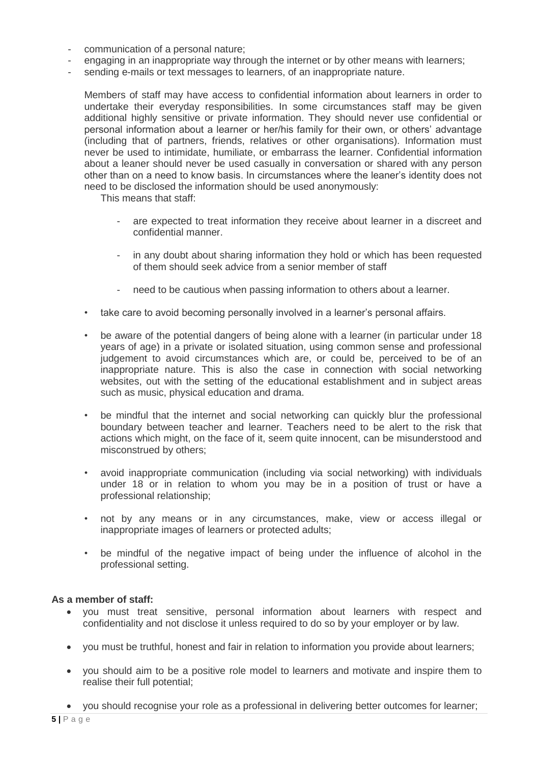- communication of a personal nature;
- engaging in an inappropriate way through the internet or by other means with learners;
- sending e-mails or text messages to learners, of an inappropriate nature.

Members of staff may have access to confidential information about learners in order to undertake their everyday responsibilities. In some circumstances staff may be given additional highly sensitive or private information. They should never use confidential or personal information about a learner or her/his family for their own, or others' advantage (including that of partners, friends, relatives or other organisations). Information must never be used to intimidate, humiliate, or embarrass the learner. Confidential information about a leaner should never be used casually in conversation or shared with any person other than on a need to know basis. In circumstances where the leaner's identity does not need to be disclosed the information should be used anonymously:

This means that staff:

- are expected to treat information they receive about learner in a discreet and confidential manner.
- in any doubt about sharing information they hold or which has been requested of them should seek advice from a senior member of staff
- need to be cautious when passing information to others about a learner.

- take care to avoid becoming personally involved in a learner's personal affairs.
- be aware of the potential dangers of being alone with a learner (in particular under 18 years of age) in a private or isolated situation, using common sense and professional judgement to avoid circumstances which are, or could be, perceived to be of an inappropriate nature. This is also the case in connection with social networking websites, out with the setting of the educational establishment and in subject areas such as music, physical education and drama.
- be mindful that the internet and social networking can quickly blur the professional boundary between teacher and learner. Teachers need to be alert to the risk that actions which might, on the face of it, seem quite innocent, can be misunderstood and misconstrued by others;
- avoid inappropriate communication (including via social networking) with individuals under 18 or in relation to whom you may be in a position of trust or have a professional relationship;
- not by any means or in any circumstances, make, view or access illegal or inappropriate images of learners or protected adults;
- be mindful of the negative impact of being under the influence of alcohol in the professional setting.

**As a member of staff:**

- you must treat sensitive, personal information about learners with respect and confidentiality and not disclose it unless required to do so by your employer or by law.
- you must be truthful, honest and fair in relation to information you provide about learners;
- you should aim to be a positive role model to learners and motivate and inspire them to realise their full potential;
- you should recognise your role as a professional in delivering better outcomes for learner;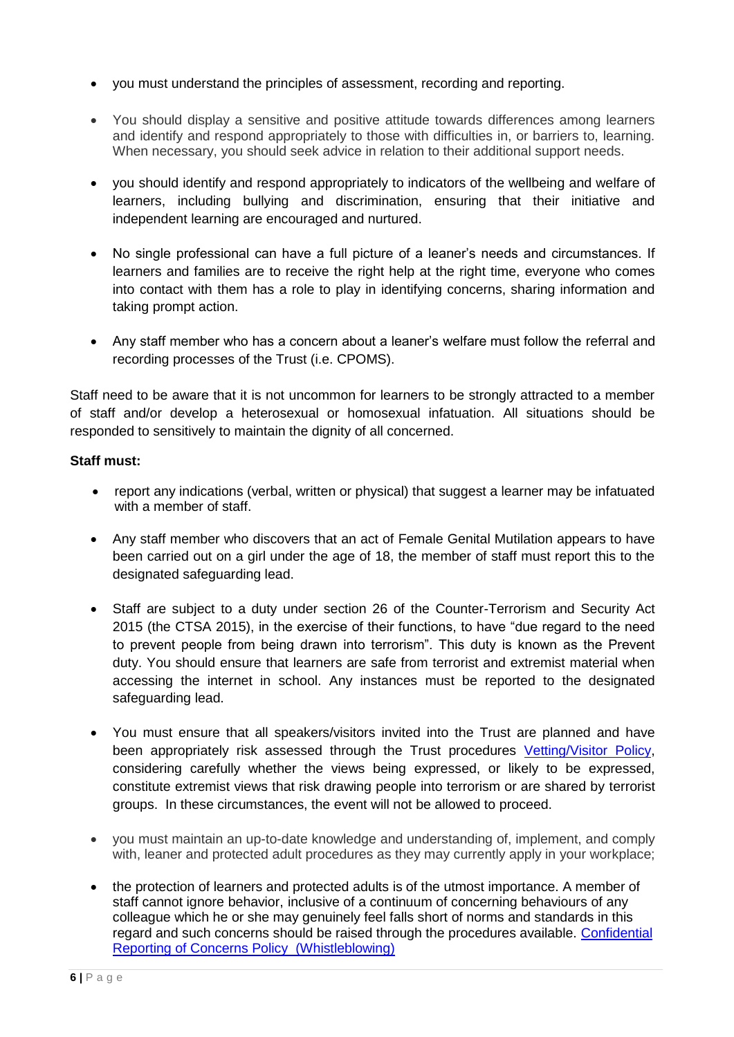- you must understand the principles of assessment, recording and reporting.

- You should display a sensitive and positive attitude towards differences among learners and identify and respond appropriately to those with difficulties in, or barriers to, learning. When necessary, you should seek advice in relation to their additional support needs.

- you should identify and respond appropriately to indicators of the wellbeing and welfare of learners, including bullying and discrimination, ensuring that their initiative and independent learning are encouraged and nurtured.

- No single professional can have a full picture of a leaner's needs and circumstances. If learners and families are to receive the right help at the right time, everyone who comes into contact with them has a role to play in identifying concerns, sharing information and taking prompt action.

- Any staff member who has a concern about a leaner's welfare must follow the referral and recording processes of the Trust (i.e. CPOMS).

Staff need to be aware that it is not uncommon for learners to be strongly attracted to a member of staff and/or develop a heterosexual or homosexual infatuation. All situations should be responded to sensitively to maintain the dignity of all concerned.

**Staff must:**

- report any indications (verbal, written or physical) that suggest a learner may be infatuated with a member of staff.

- Any staff member who discovers that an act of Female Genital Mutilation appears to have been carried out on a girl under the age of 18, the member of staff must report this to the designated safeguarding lead.

- Staff are subject to a duty under section 26 of the Counter-Terrorism and Security Act 2015 (the CTSA 2015), in the exercise of their functions, to have "due regard to the need to prevent people from being drawn into terrorism". This duty is known as the Prevent duty. You should ensure that learners are safe from terrorist and extremist material when accessing the internet in school. Any instances must be reported to the designated safeguarding lead.

- You must ensure that all speakers/visitors invited into the Trust are planned and have been appropriately risk assessed through the Trust procedures Vetting/Visitor Policy, considering carefully whether the views being expressed, or likely to be expressed, constitute extremist views that risk drawing people into terrorism or are shared by terrorist groups. In these circumstances, the event will not be allowed to proceed.

- you must maintain an up-to-date knowledge and understanding of, implement, and comply with, leaner and protected adult procedures as they may currently apply in your workplace;

- the protection of learners and protected adults is of the utmost importance. A member of staff cannot ignore behavior, inclusive of a continuum of concerning behaviours of any colleague which he or she may genuinely feel falls short of norms and standards in this regard and such concerns should be raised through the procedures available. Confidential Reporting of Concerns Policy (Whistleblowing)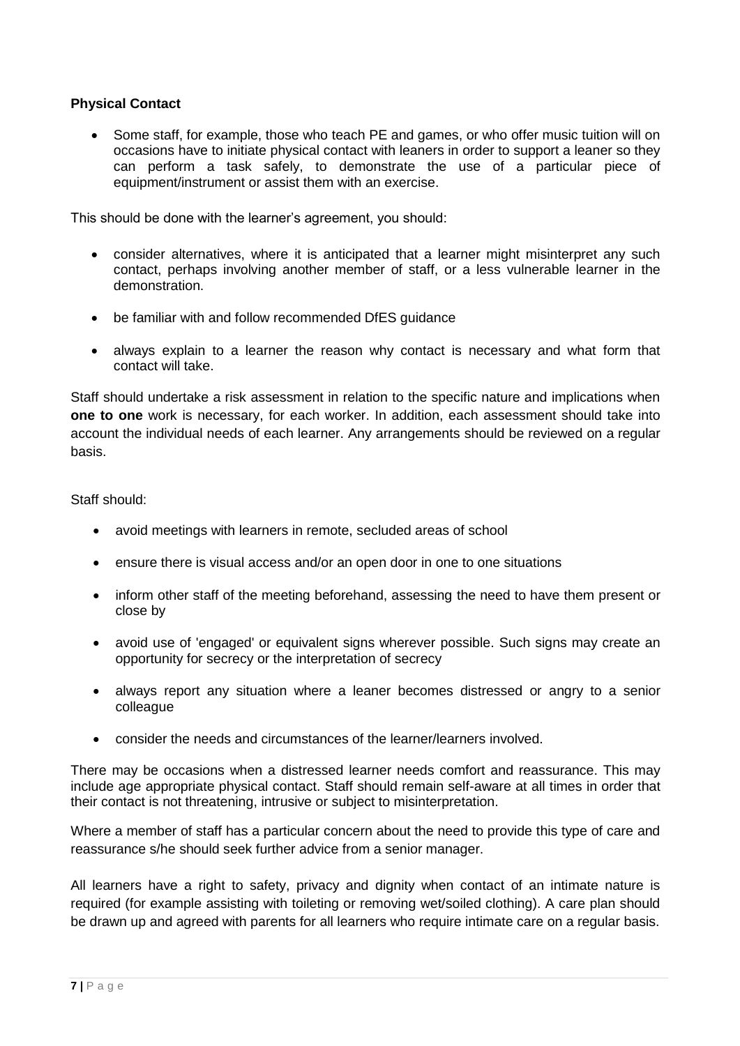**Physical Contact**

- Some staff, for example, those who teach PE and games, or who offer music tuition will on occasions have to initiate physical contact with leaners in order to support a leaner so they can perform a task safely, to demonstrate the use of a particular piece of equipment/instrument or assist them with an exercise.

This should be done with the learner's agreement, you should:

- consider alternatives, where it is anticipated that a learner might misinterpret any such contact, perhaps involving another member of staff, or a less vulnerable learner in the demonstration.
- be familiar with and follow recommended DfES guidance
- always explain to a learner the reason why contact is necessary and what form that contact will take.

Staff should undertake a risk assessment in relation to the specific nature and implications when **one to one** work is necessary, for each worker. In addition, each assessment should take into account the individual needs of each learner. Any arrangements should be reviewed on a regular basis.

Staff should:

- avoid meetings with learners in remote, secluded areas of school
- ensure there is visual access and/or an open door in one to one situations
- inform other staff of the meeting beforehand, assessing the need to have them present or close by
- avoid use of 'engaged' or equivalent signs wherever possible. Such signs may create an opportunity for secrecy or the interpretation of secrecy
- always report any situation where a leaner becomes distressed or angry to a senior colleague
- consider the needs and circumstances of the learner/learners involved.

There may be occasions when a distressed learner needs comfort and reassurance. This may include age appropriate physical contact. Staff should remain self-aware at all times in order that their contact is not threatening, intrusive or subject to misinterpretation.

Where a member of staff has a particular concern about the need to provide this type of care and reassurance s/he should seek further advice from a senior manager.

All learners have a right to safety, privacy and dignity when contact of an intimate nature is required (for example assisting with toileting or removing wet/soiled clothing). A care plan should be drawn up and agreed with parents for all learners who require intimate care on a regular basis.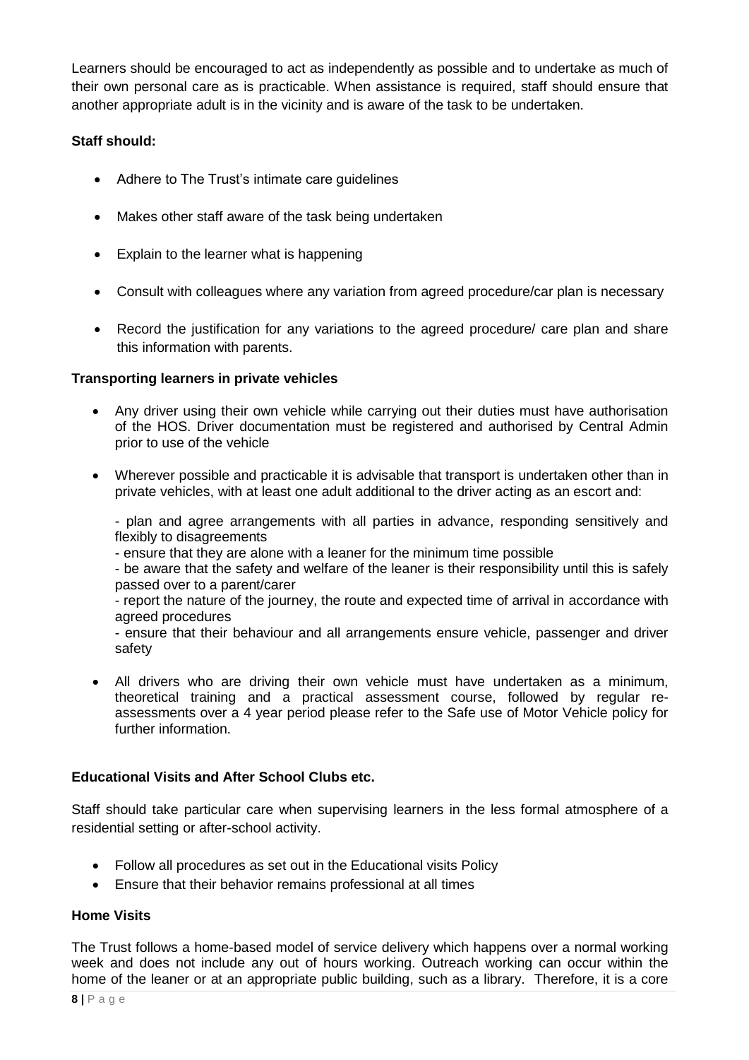Learners should be encouraged to act as independently as possible and to undertake as much of their own personal care as is practicable. When assistance is required, staff should ensure that another appropriate adult is in the vicinity and is aware of the task to be undertaken.

**Staff should:**

- Adhere to The Trust's intimate care guidelines
- Makes other staff aware of the task being undertaken
- Explain to the learner what is happening
- Consult with colleagues where any variation from agreed procedure/car plan is necessary
- Record the justification for any variations to the agreed procedure/ care plan and share this information with parents.

**Transporting learners in private vehicles**

- Any driver using their own vehicle while carrying out their duties must have authorisation of the HOS. Driver documentation must be registered and authorised by Central Admin prior to use of the vehicle
- Wherever possible and practicable it is advisable that transport is undertaken other than in private vehicles, with at least one adult additional to the driver acting as an escort and:

  - plan and agree arrangements with all parties in advance, responding sensitively and flexibly to disagreements
  - ensure that they are alone with a leaner for the minimum time possible
  - be aware that the safety and welfare of the leaner is their responsibility until this is safely passed over to a parent/carer
  - report the nature of the journey, the route and expected time of arrival in accordance with agreed procedures
  - ensure that their behaviour and all arrangements ensure vehicle, passenger and driver safety

- All drivers who are driving their own vehicle must have undertaken as a minimum, theoretical training and a practical assessment course, followed by regular re-assessments over a 4 year period please refer to the Safe use of Motor Vehicle policy for further information.

**Educational Visits and After School Clubs etc.**

Staff should take particular care when supervising learners in the less formal atmosphere of a residential setting or after-school activity.

- Follow all procedures as set out in the Educational visits Policy
- Ensure that their behavior remains professional at all times

**Home Visits**

The Trust follows a home-based model of service delivery which happens over a normal working week and does not include any out of hours working. Outreach working can occur within the home of the leaner or at an appropriate public building, such as a library. Therefore, it is a core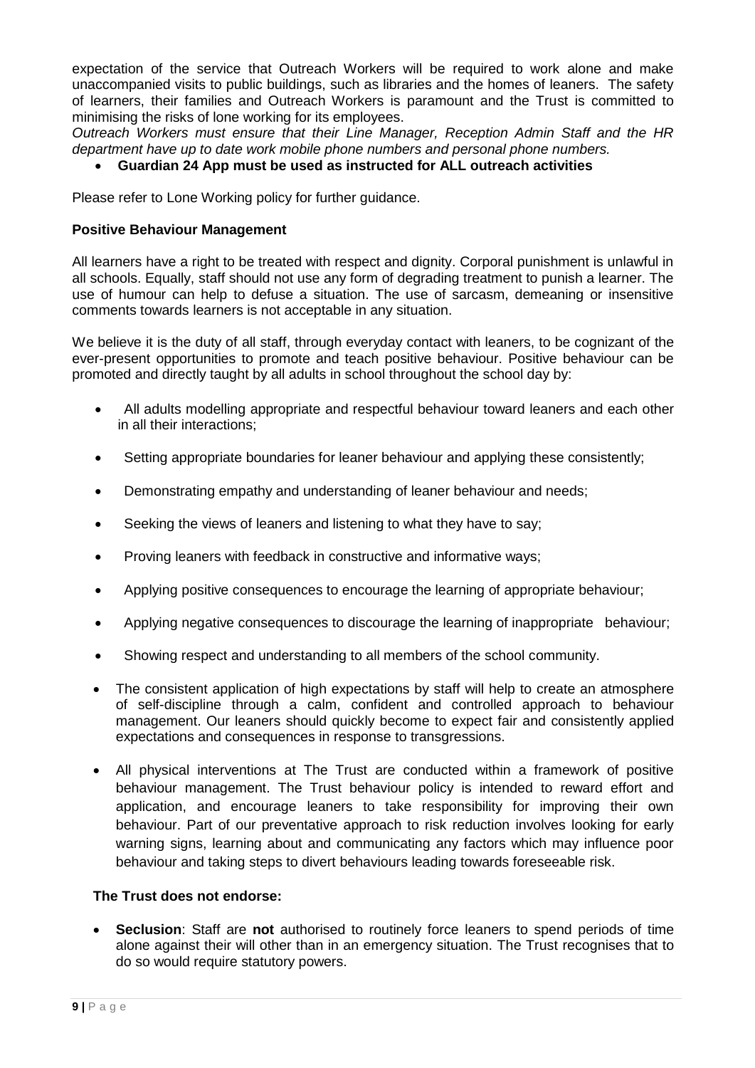expectation of the service that Outreach Workers will be required to work alone and make unaccompanied visits to public buildings, such as libraries and the homes of leaners. The safety of learners, their families and Outreach Workers is paramount and the Trust is committed to minimising the risks of lone working for its employees.

*Outreach Workers must ensure that their Line Manager, Reception Admin Staff and the HR department have up to date work mobile phone numbers and personal phone numbers.*

- **Guardian 24 App must be used as instructed for ALL outreach activities**

Please refer to Lone Working policy for further guidance.

**Positive Behaviour Management**

All learners have a right to be treated with respect and dignity. Corporal punishment is unlawful in all schools. Equally, staff should not use any form of degrading treatment to punish a learner. The use of humour can help to defuse a situation. The use of sarcasm, demeaning or insensitive comments towards learners is not acceptable in any situation.

We believe it is the duty of all staff, through everyday contact with leaners, to be cognizant of the ever-present opportunities to promote and teach positive behaviour. Positive behaviour can be promoted and directly taught by all adults in school throughout the school day by:

- All adults modelling appropriate and respectful behaviour toward leaners and each other in all their interactions;
- Setting appropriate boundaries for leaner behaviour and applying these consistently;
- Demonstrating empathy and understanding of leaner behaviour and needs;
- Seeking the views of leaners and listening to what they have to say;
- Proving leaners with feedback in constructive and informative ways;
- Applying positive consequences to encourage the learning of appropriate behaviour;
- Applying negative consequences to discourage the learning of inappropriate behaviour;
- Showing respect and understanding to all members of the school community.
- The consistent application of high expectations by staff will help to create an atmosphere of self-discipline through a calm, confident and controlled approach to behaviour management. Our leaners should quickly become to expect fair and consistently applied expectations and consequences in response to transgressions.
- All physical interventions at The Trust are conducted within a framework of positive behaviour management. The Trust behaviour policy is intended to reward effort and application, and encourage leaners to take responsibility for improving their own behaviour. Part of our preventative approach to risk reduction involves looking for early warning signs, learning about and communicating any factors which may influence poor behaviour and taking steps to divert behaviours leading towards foreseeable risk.

**The Trust does not endorse:**

- **Seclusion**: Staff are **not** authorised to routinely force leaners to spend periods of time alone against their will other than in an emergency situation. The Trust recognises that to do so would require statutory powers.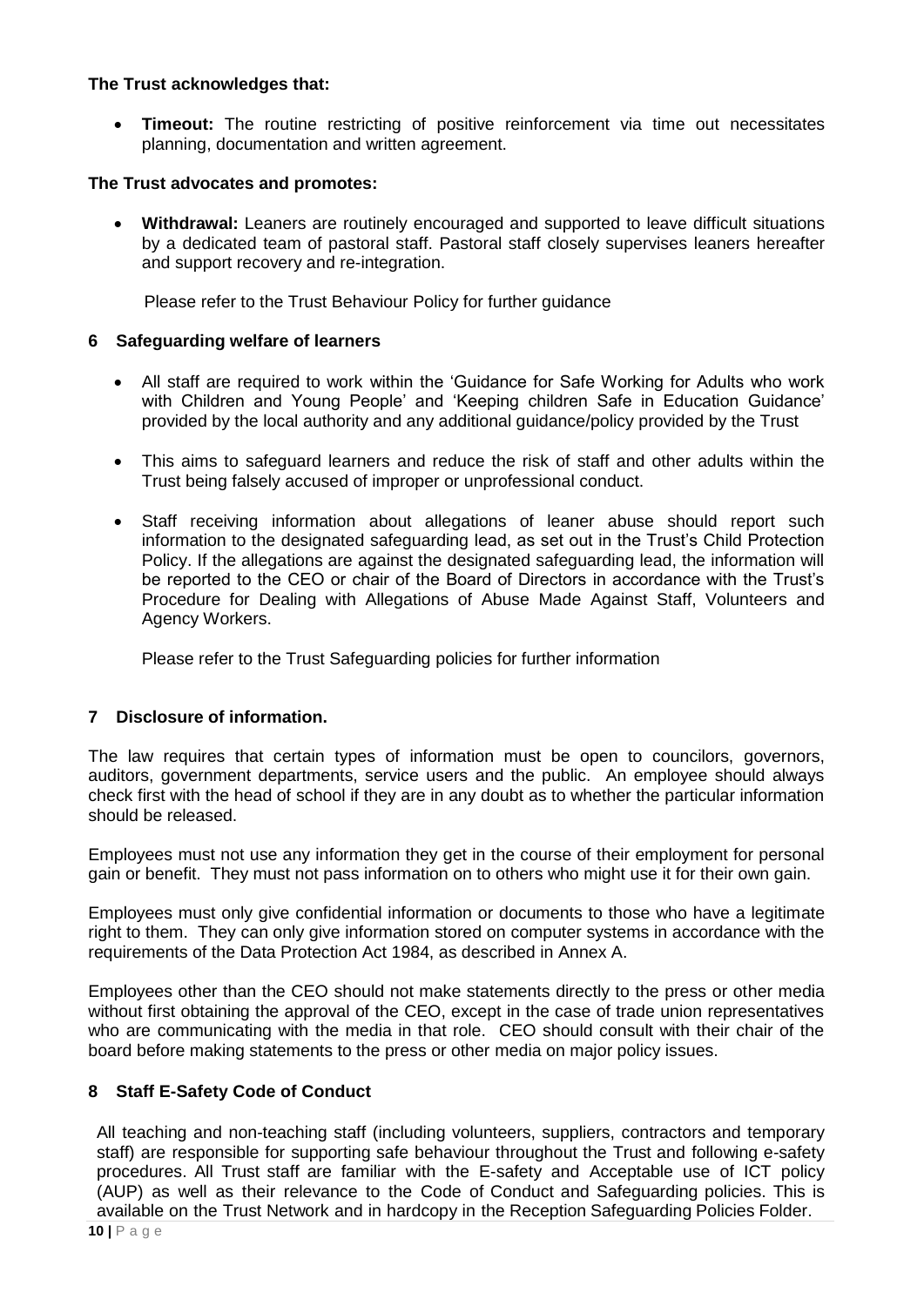**The Trust acknowledges that:**

- **Timeout:** The routine restricting of positive reinforcement via time out necessitates planning, documentation and written agreement.

**The Trust advocates and promotes:**

- **Withdrawal:** Leaners are routinely encouraged and supported to leave difficult situations by a dedicated team of pastoral staff. Pastoral staff closely supervises leaners hereafter and support recovery and re-integration.

Please refer to the Trust Behaviour Policy for further guidance

## 6 Safeguarding welfare of learners

- All staff are required to work within the 'Guidance for Safe Working for Adults who work with Children and Young People' and 'Keeping children Safe in Education Guidance' provided by the local authority and any additional guidance/policy provided by the Trust
- This aims to safeguard learners and reduce the risk of staff and other adults within the Trust being falsely accused of improper or unprofessional conduct.
- Staff receiving information about allegations of leaner abuse should report such information to the designated safeguarding lead, as set out in the Trust's Child Protection Policy. If the allegations are against the designated safeguarding lead, the information will be reported to the CEO or chair of the Board of Directors in accordance with the Trust's Procedure for Dealing with Allegations of Abuse Made Against Staff, Volunteers and Agency Workers.

Please refer to the Trust Safeguarding policies for further information

## 7 Disclosure of information.

The law requires that certain types of information must be open to councilors, governors, auditors, government departments, service users and the public. An employee should always check first with the head of school if they are in any doubt as to whether the particular information should be released.

Employees must not use any information they get in the course of their employment for personal gain or benefit. They must not pass information on to others who might use it for their own gain.

Employees must only give confidential information or documents to those who have a legitimate right to them. They can only give information stored on computer systems in accordance with the requirements of the Data Protection Act 1984, as described in Annex A.

Employees other than the CEO should not make statements directly to the press or other media without first obtaining the approval of the CEO, except in the case of trade union representatives who are communicating with the media in that role. CEO should consult with their chair of the board before making statements to the press or other media on major policy issues.

## 8 Staff E-Safety Code of Conduct

All teaching and non-teaching staff (including volunteers, suppliers, contractors and temporary staff) are responsible for supporting safe behaviour throughout the Trust and following e-safety procedures. All Trust staff are familiar with the E-safety and Acceptable use of ICT policy (AUP) as well as their relevance to the Code of Conduct and Safeguarding policies. This is available on the Trust Network and in hardcopy in the Reception Safeguarding Policies Folder.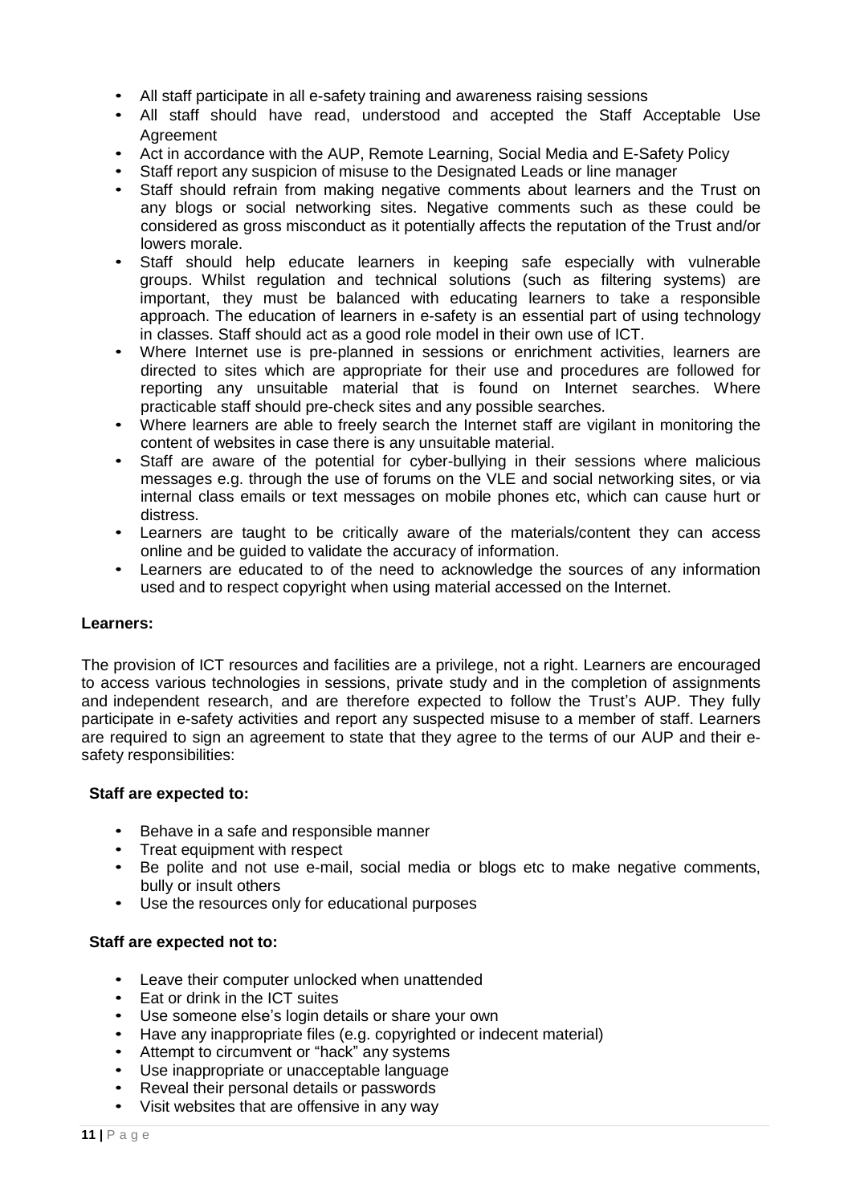- All staff participate in all e-safety training and awareness raising sessions
- All staff should have read, understood and accepted the Staff Acceptable Use Agreement
- Act in accordance with the AUP, Remote Learning, Social Media and E-Safety Policy
- Staff report any suspicion of misuse to the Designated Leads or line manager
- Staff should refrain from making negative comments about learners and the Trust on any blogs or social networking sites. Negative comments such as these could be considered as gross misconduct as it potentially affects the reputation of the Trust and/or lowers morale.
- Staff should help educate learners in keeping safe especially with vulnerable groups. Whilst regulation and technical solutions (such as filtering systems) are important, they must be balanced with educating learners to take a responsible approach. The education of learners in e-safety is an essential part of using technology in classes. Staff should act as a good role model in their own use of ICT.
- Where Internet use is pre-planned in sessions or enrichment activities, learners are directed to sites which are appropriate for their use and procedures are followed for reporting any unsuitable material that is found on Internet searches. Where practicable staff should pre-check sites and any possible searches.
- Where learners are able to freely search the Internet staff are vigilant in monitoring the content of websites in case there is any unsuitable material.
- Staff are aware of the potential for cyber-bullying in their sessions where malicious messages e.g. through the use of forums on the VLE and social networking sites, or via internal class emails or text messages on mobile phones etc, which can cause hurt or distress.
- Learners are taught to be critically aware of the materials/content they can access online and be guided to validate the accuracy of information.
- Learners are educated to of the need to acknowledge the sources of any information used and to respect copyright when using material accessed on the Internet.

**Learners:**

The provision of ICT resources and facilities are a privilege, not a right. Learners are encouraged to access various technologies in sessions, private study and in the completion of assignments and independent research, and are therefore expected to follow the Trust's AUP. They fully participate in e-safety activities and report any suspected misuse to a member of staff. Learners are required to sign an agreement to state that they agree to the terms of our AUP and their e-safety responsibilities:

**Staff are expected to:**

- Behave in a safe and responsible manner
- Treat equipment with respect
- Be polite and not use e-mail, social media or blogs etc to make negative comments, bully or insult others
- Use the resources only for educational purposes

**Staff are expected not to:**

- Leave their computer unlocked when unattended
- Eat or drink in the ICT suites
- Use someone else's login details or share your own
- Have any inappropriate files (e.g. copyrighted or indecent material)
- Attempt to circumvent or "hack" any systems
- Use inappropriate or unacceptable language
- Reveal their personal details or passwords
- Visit websites that are offensive in any way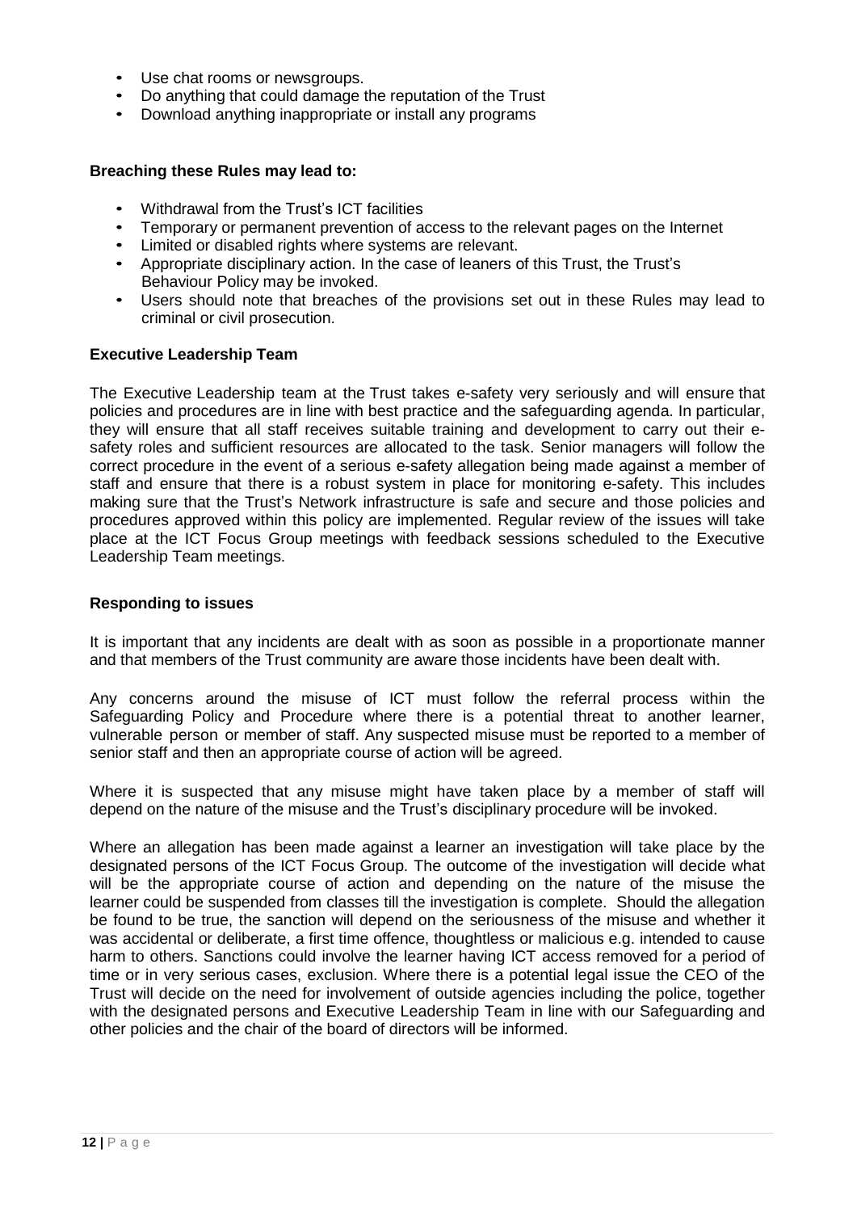- Use chat rooms or newsgroups.
- Do anything that could damage the reputation of the Trust
- Download anything inappropriate or install any programs

**Breaching these Rules may lead to:**

- Withdrawal from the Trust's ICT facilities
- Temporary or permanent prevention of access to the relevant pages on the Internet
- Limited or disabled rights where systems are relevant.
- Appropriate disciplinary action. In the case of leaners of this Trust, the Trust's Behaviour Policy may be invoked.
- Users should note that breaches of the provisions set out in these Rules may lead to criminal or civil prosecution.

**Executive Leadership Team**

The Executive Leadership team at the Trust takes e-safety very seriously and will ensure that policies and procedures are in line with best practice and the safeguarding agenda. In particular, they will ensure that all staff receives suitable training and development to carry out their e-safety roles and sufficient resources are allocated to the task. Senior managers will follow the correct procedure in the event of a serious e-safety allegation being made against a member of staff and ensure that there is a robust system in place for monitoring e-safety. This includes making sure that the Trust's Network infrastructure is safe and secure and those policies and procedures approved within this policy are implemented. Regular review of the issues will take place at the ICT Focus Group meetings with feedback sessions scheduled to the Executive Leadership Team meetings.

**Responding to issues**

It is important that any incidents are dealt with as soon as possible in a proportionate manner and that members of the Trust community are aware those incidents have been dealt with.

Any concerns around the misuse of ICT must follow the referral process within the Safeguarding Policy and Procedure where there is a potential threat to another learner, vulnerable person or member of staff. Any suspected misuse must be reported to a member of senior staff and then an appropriate course of action will be agreed.

Where it is suspected that any misuse might have taken place by a member of staff will depend on the nature of the misuse and the Trust's disciplinary procedure will be invoked.

Where an allegation has been made against a learner an investigation will take place by the designated persons of the ICT Focus Group. The outcome of the investigation will decide what will be the appropriate course of action and depending on the nature of the misuse the learner could be suspended from classes till the investigation is complete. Should the allegation be found to be true, the sanction will depend on the seriousness of the misuse and whether it was accidental or deliberate, a first time offence, thoughtless or malicious e.g. intended to cause harm to others. Sanctions could involve the learner having ICT access removed for a period of time or in very serious cases, exclusion. Where there is a potential legal issue the CEO of the Trust will decide on the need for involvement of outside agencies including the police, together with the designated persons and Executive Leadership Team in line with our Safeguarding and other policies and the chair of the board of directors will be informed.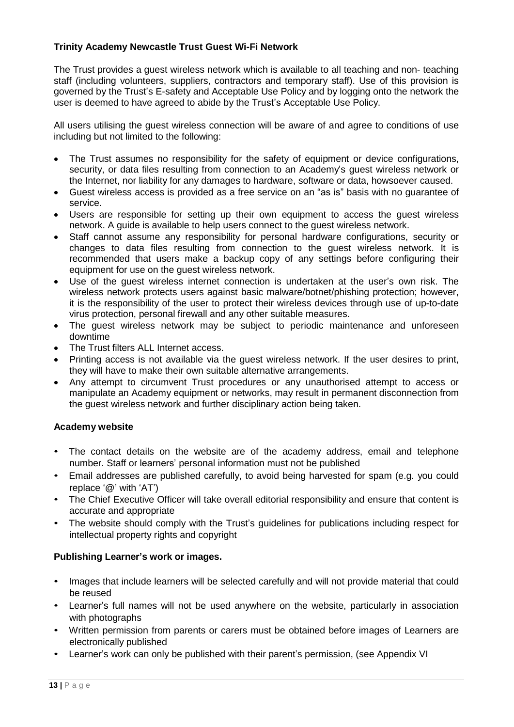**Trinity Academy Newcastle Trust Guest Wi-Fi Network**

The Trust provides a guest wireless network which is available to all teaching and non- teaching staff (including volunteers, suppliers, contractors and temporary staff). Use of this provision is governed by the Trust's E-safety and Acceptable Use Policy and by logging onto the network the user is deemed to have agreed to abide by the Trust's Acceptable Use Policy.

All users utilising the guest wireless connection will be aware of and agree to conditions of use including but not limited to the following:

- The Trust assumes no responsibility for the safety of equipment or device configurations, security, or data files resulting from connection to an Academy's guest wireless network or the Internet, nor liability for any damages to hardware, software or data, howsoever caused.
- Guest wireless access is provided as a free service on an "as is" basis with no guarantee of service.
- Users are responsible for setting up their own equipment to access the guest wireless network. A guide is available to help users connect to the guest wireless network.
- Staff cannot assume any responsibility for personal hardware configurations, security or changes to data files resulting from connection to the guest wireless network. It is recommended that users make a backup copy of any settings before configuring their equipment for use on the guest wireless network.
- Use of the guest wireless internet connection is undertaken at the user's own risk. The wireless network protects users against basic malware/botnet/phishing protection; however, it is the responsibility of the user to protect their wireless devices through use of up-to-date virus protection, personal firewall and any other suitable measures.
- The guest wireless network may be subject to periodic maintenance and unforeseen downtime
- The Trust filters ALL Internet access.
- Printing access is not available via the guest wireless network. If the user desires to print, they will have to make their own suitable alternative arrangements.
- Any attempt to circumvent Trust procedures or any unauthorised attempt to access or manipulate an Academy equipment or networks, may result in permanent disconnection from the guest wireless network and further disciplinary action being taken.

**Academy website**

- The contact details on the website are of the academy address, email and telephone number. Staff or learners' personal information must not be published
- Email addresses are published carefully, to avoid being harvested for spam (e.g. you could replace '@' with 'AT')
- The Chief Executive Officer will take overall editorial responsibility and ensure that content is accurate and appropriate
- The website should comply with the Trust's guidelines for publications including respect for intellectual property rights and copyright

**Publishing Learner's work or images.**

- Images that include learners will be selected carefully and will not provide material that could be reused
- Learner's full names will not be used anywhere on the website, particularly in association with photographs
- Written permission from parents or carers must be obtained before images of Learners are electronically published
- Learner's work can only be published with their parent's permission, (see Appendix VI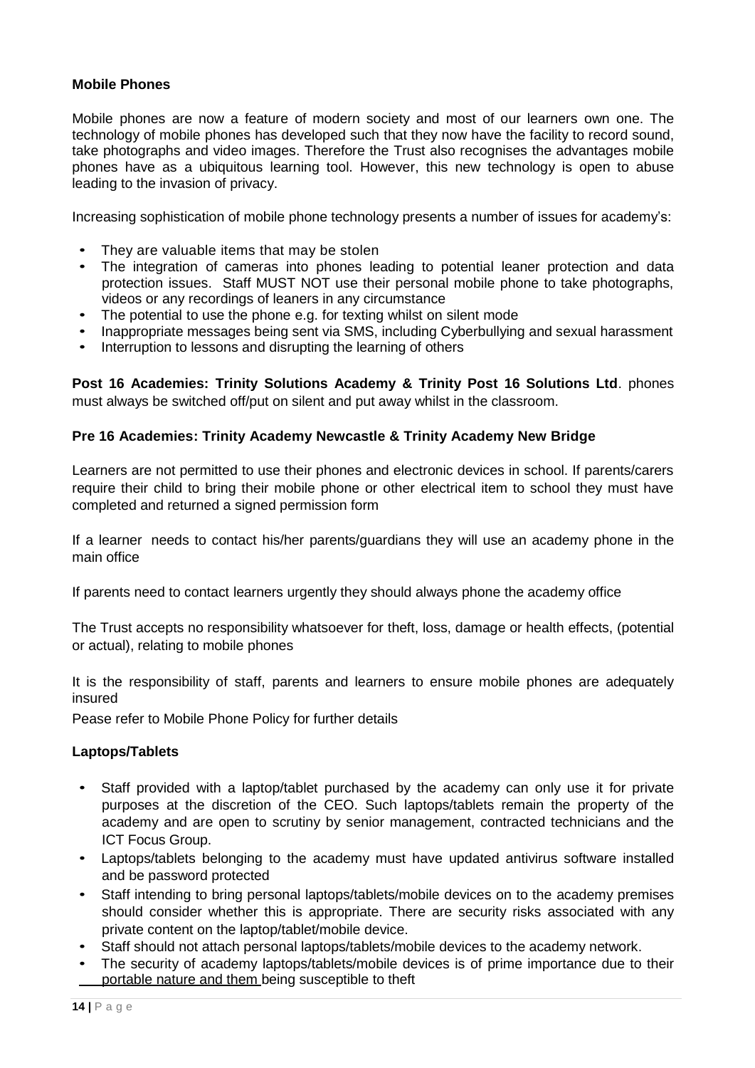**Mobile Phones**

Mobile phones are now a feature of modern society and most of our learners own one. The technology of mobile phones has developed such that they now have the facility to record sound, take photographs and video images. Therefore the Trust also recognises the advantages mobile phones have as a ubiquitous learning tool. However, this new technology is open to abuse leading to the invasion of privacy.

Increasing sophistication of mobile phone technology presents a number of issues for academy's:

- They are valuable items that may be stolen
- The integration of cameras into phones leading to potential leaner protection and data protection issues. Staff MUST NOT use their personal mobile phone to take photographs, videos or any recordings of leaners in any circumstance
- The potential to use the phone e.g. for texting whilst on silent mode
- Inappropriate messages being sent via SMS, including Cyberbullying and sexual harassment
- Interruption to lessons and disrupting the learning of others

**Post 16 Academies: Trinity Solutions Academy & Trinity Post 16 Solutions Ltd**. phones must always be switched off/put on silent and put away whilst in the classroom.

**Pre 16 Academies: Trinity Academy Newcastle & Trinity Academy New Bridge**

Learners are not permitted to use their phones and electronic devices in school. If parents/carers require their child to bring their mobile phone or other electrical item to school they must have completed and returned a signed permission form

If a learner needs to contact his/her parents/guardians they will use an academy phone in the main office

If parents need to contact learners urgently they should always phone the academy office

The Trust accepts no responsibility whatsoever for theft, loss, damage or health effects, (potential or actual), relating to mobile phones

It is the responsibility of staff, parents and learners to ensure mobile phones are adequately insured

Pease refer to Mobile Phone Policy for further details

**Laptops/Tablets**

- Staff provided with a laptop/tablet purchased by the academy can only use it for private purposes at the discretion of the CEO. Such laptops/tablets remain the property of the academy and are open to scrutiny by senior management, contracted technicians and the ICT Focus Group.
- Laptops/tablets belonging to the academy must have updated antivirus software installed and be password protected
- Staff intending to bring personal laptops/tablets/mobile devices on to the academy premises should consider whether this is appropriate. There are security risks associated with any private content on the laptop/tablet/mobile device.
- Staff should not attach personal laptops/tablets/mobile devices to the academy network.
- The security of academy laptops/tablets/mobile devices is of prime importance due to their portable nature and them being susceptible to theft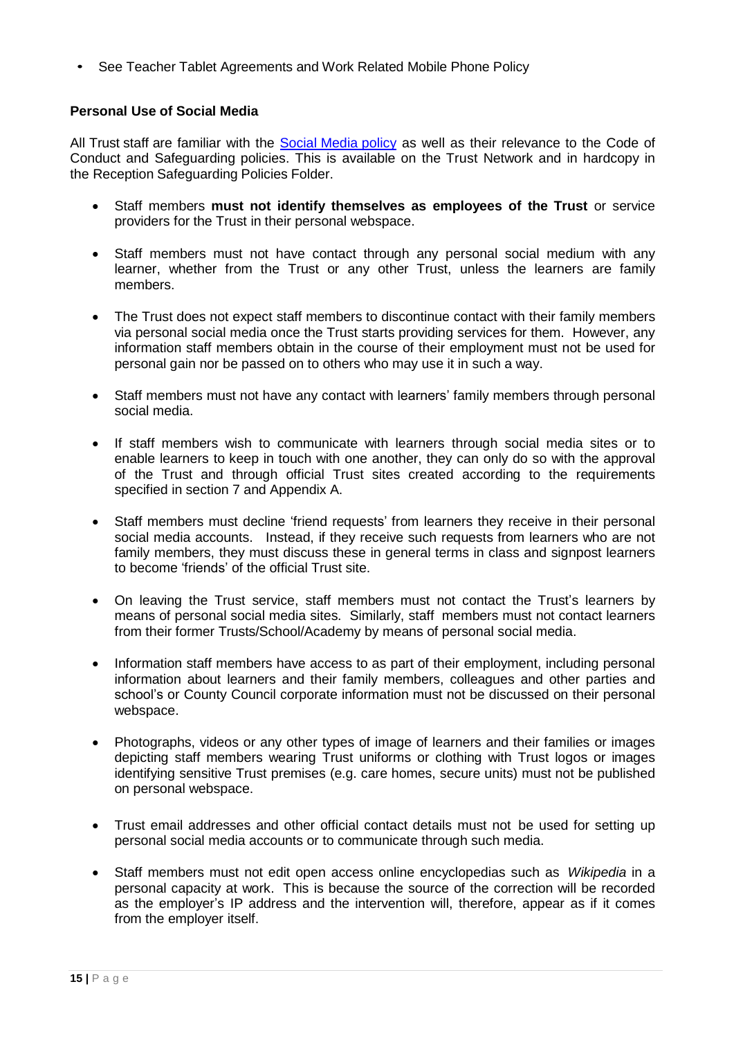- See Teacher Tablet Agreements and Work Related Mobile Phone Policy

**Personal Use of Social Media**

All Trust staff are familiar with the Social Media policy as well as their relevance to the Code of Conduct and Safeguarding policies. This is available on the Trust Network and in hardcopy in the Reception Safeguarding Policies Folder.

- Staff members **must not identify themselves as employees of the Trust** or service providers for the Trust in their personal webspace.
- Staff members must not have contact through any personal social medium with any learner, whether from the Trust or any other Trust, unless the learners are family members.
- The Trust does not expect staff members to discontinue contact with their family members via personal social media once the Trust starts providing services for them. However, any information staff members obtain in the course of their employment must not be used for personal gain nor be passed on to others who may use it in such a way.
- Staff members must not have any contact with learners' family members through personal social media.
- If staff members wish to communicate with learners through social media sites or to enable learners to keep in touch with one another, they can only do so with the approval of the Trust and through official Trust sites created according to the requirements specified in section 7 and Appendix A.
- Staff members must decline 'friend requests' from learners they receive in their personal social media accounts. Instead, if they receive such requests from learners who are not family members, they must discuss these in general terms in class and signpost learners to become 'friends' of the official Trust site.
- On leaving the Trust service, staff members must not contact the Trust's learners by means of personal social media sites. Similarly, staff members must not contact learners from their former Trusts/School/Academy by means of personal social media.
- Information staff members have access to as part of their employment, including personal information about learners and their family members, colleagues and other parties and school's or County Council corporate information must not be discussed on their personal webspace.
- Photographs, videos or any other types of image of learners and their families or images depicting staff members wearing Trust uniforms or clothing with Trust logos or images identifying sensitive Trust premises (e.g. care homes, secure units) must not be published on personal webspace.
- Trust email addresses and other official contact details must not be used for setting up personal social media accounts or to communicate through such media.
- Staff members must not edit open access online encyclopedias such as *Wikipedia* in a personal capacity at work. This is because the source of the correction will be recorded as the employer's IP address and the intervention will, therefore, appear as if it comes from the employer itself.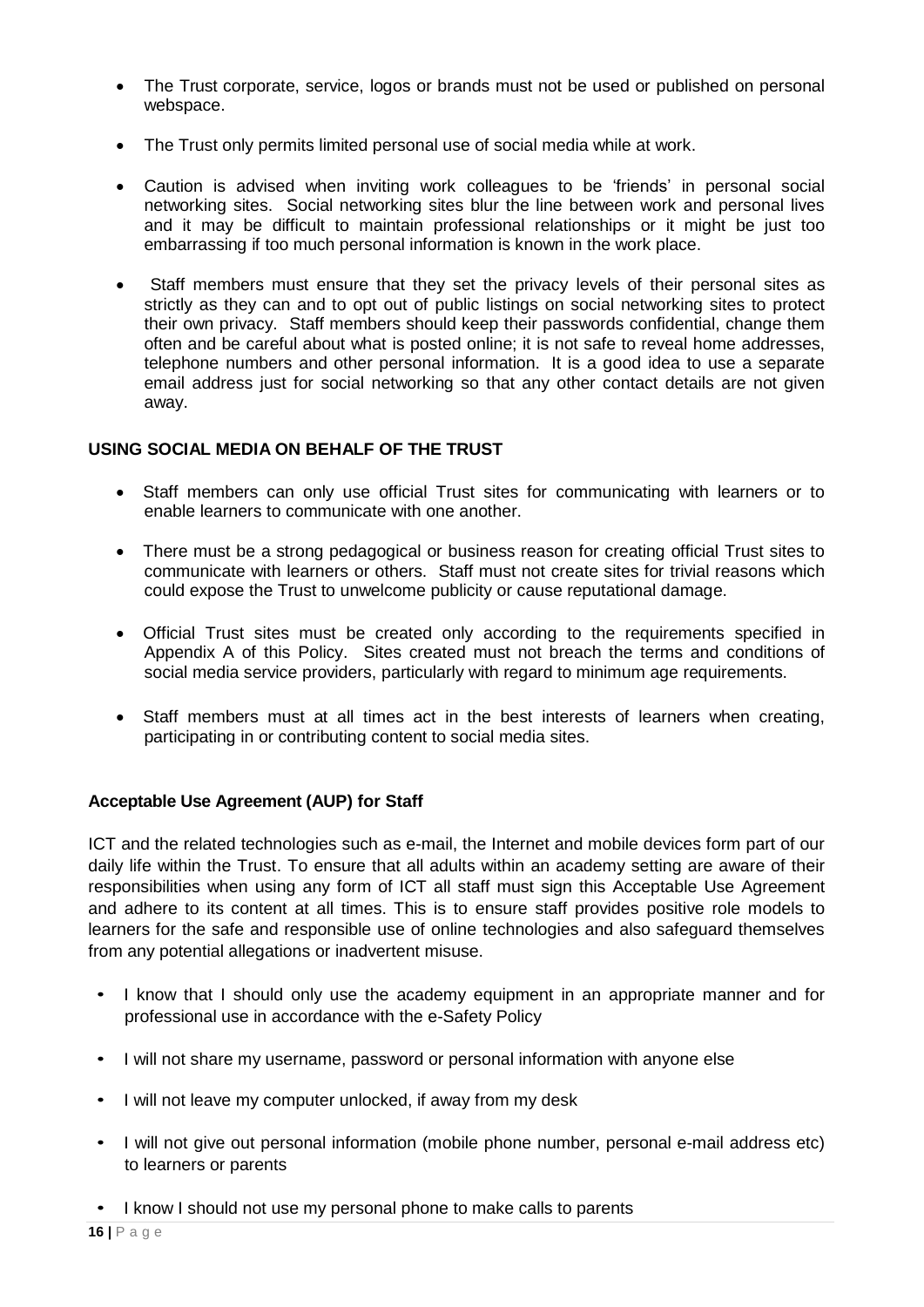- The Trust corporate, service, logos or brands must not be used or published on personal webspace.

- The Trust only permits limited personal use of social media while at work.

- Caution is advised when inviting work colleagues to be 'friends' in personal social networking sites. Social networking sites blur the line between work and personal lives and it may be difficult to maintain professional relationships or it might be just too embarrassing if too much personal information is known in the work place.

- Staff members must ensure that they set the privacy levels of their personal sites as strictly as they can and to opt out of public listings on social networking sites to protect their own privacy. Staff members should keep their passwords confidential, change them often and be careful about what is posted online; it is not safe to reveal home addresses, telephone numbers and other personal information. It is a good idea to use a separate email address just for social networking so that any other contact details are not given away.

**USING SOCIAL MEDIA ON BEHALF OF THE TRUST**

- Staff members can only use official Trust sites for communicating with learners or to enable learners to communicate with one another.

- There must be a strong pedagogical or business reason for creating official Trust sites to communicate with learners or others. Staff must not create sites for trivial reasons which could expose the Trust to unwelcome publicity or cause reputational damage.

- Official Trust sites must be created only according to the requirements specified in Appendix A of this Policy. Sites created must not breach the terms and conditions of social media service providers, particularly with regard to minimum age requirements.

- Staff members must at all times act in the best interests of learners when creating, participating in or contributing content to social media sites.

**Acceptable Use Agreement (AUP) for Staff**

ICT and the related technologies such as e-mail, the Internet and mobile devices form part of our daily life within the Trust. To ensure that all adults within an academy setting are aware of their responsibilities when using any form of ICT all staff must sign this Acceptable Use Agreement and adhere to its content at all times. This is to ensure staff provides positive role models to learners for the safe and responsible use of online technologies and also safeguard themselves from any potential allegations or inadvertent misuse.

- I know that I should only use the academy equipment in an appropriate manner and for professional use in accordance with the e-Safety Policy

- I will not share my username, password or personal information with anyone else

- I will not leave my computer unlocked, if away from my desk

- I will not give out personal information (mobile phone number, personal e-mail address etc) to learners or parents

- I know I should not use my personal phone to make calls to parents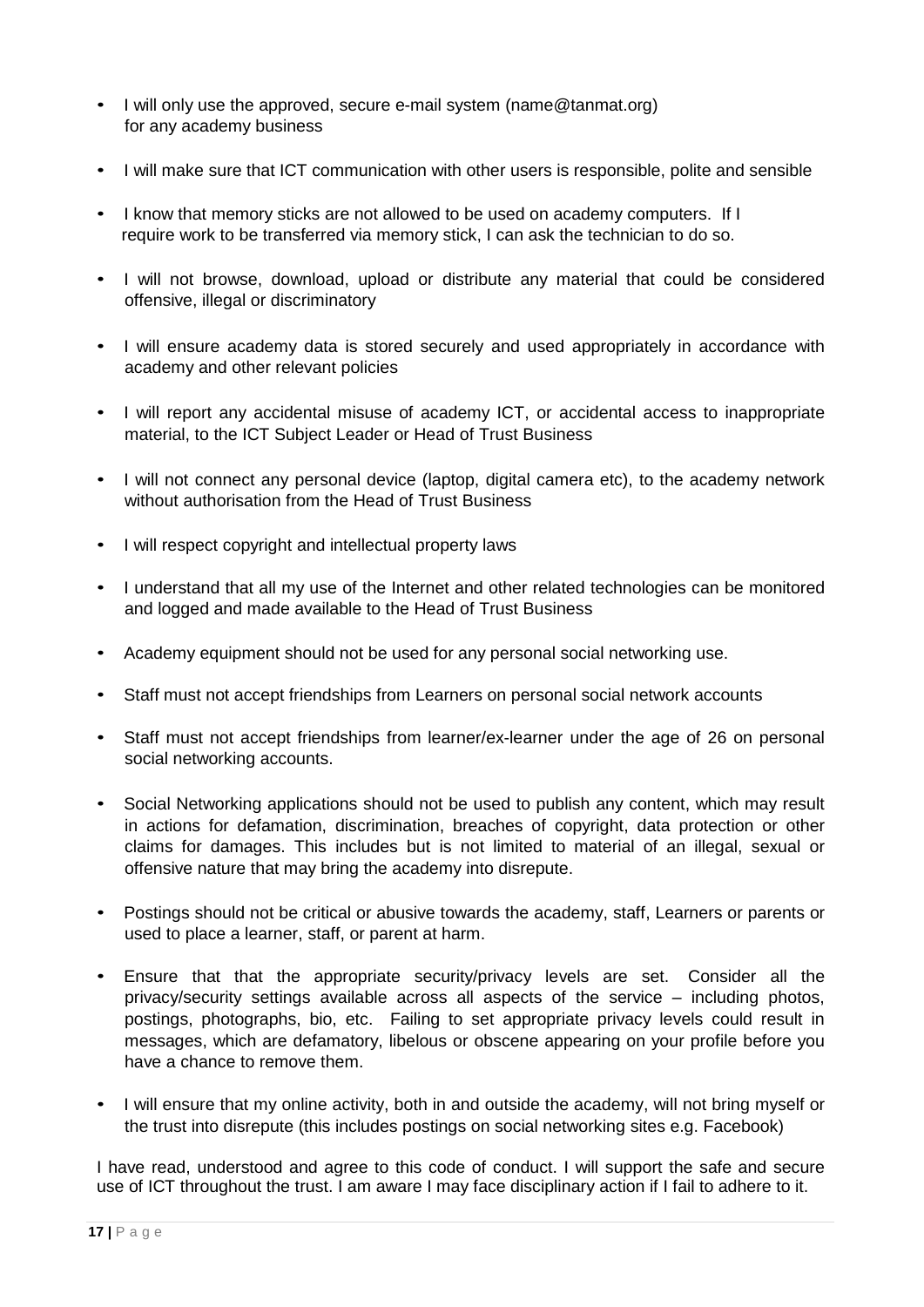- I will only use the approved, secure e-mail system (name@tanmat.org) for any academy business
- I will make sure that ICT communication with other users is responsible, polite and sensible
- I know that memory sticks are not allowed to be used on academy computers. If I require work to be transferred via memory stick, I can ask the technician to do so.
- I will not browse, download, upload or distribute any material that could be considered offensive, illegal or discriminatory
- I will ensure academy data is stored securely and used appropriately in accordance with academy and other relevant policies
- I will report any accidental misuse of academy ICT, or accidental access to inappropriate material, to the ICT Subject Leader or Head of Trust Business
- I will not connect any personal device (laptop, digital camera etc), to the academy network without authorisation from the Head of Trust Business
- I will respect copyright and intellectual property laws
- I understand that all my use of the Internet and other related technologies can be monitored and logged and made available to the Head of Trust Business
- Academy equipment should not be used for any personal social networking use.
- Staff must not accept friendships from Learners on personal social network accounts
- Staff must not accept friendships from learner/ex-learner under the age of 26 on personal social networking accounts.
- Social Networking applications should not be used to publish any content, which may result in actions for defamation, discrimination, breaches of copyright, data protection or other claims for damages. This includes but is not limited to material of an illegal, sexual or offensive nature that may bring the academy into disrepute.
- Postings should not be critical or abusive towards the academy, staff, Learners or parents or used to place a learner, staff, or parent at harm.
- Ensure that that the appropriate security/privacy levels are set. Consider all the privacy/security settings available across all aspects of the service – including photos, postings, photographs, bio, etc. Failing to set appropriate privacy levels could result in messages, which are defamatory, libelous or obscene appearing on your profile before you have a chance to remove them.
- I will ensure that my online activity, both in and outside the academy, will not bring myself or the trust into disrepute (this includes postings on social networking sites e.g. Facebook)

I have read, understood and agree to this code of conduct. I will support the safe and secure use of ICT throughout the trust. I am aware I may face disciplinary action if I fail to adhere to it.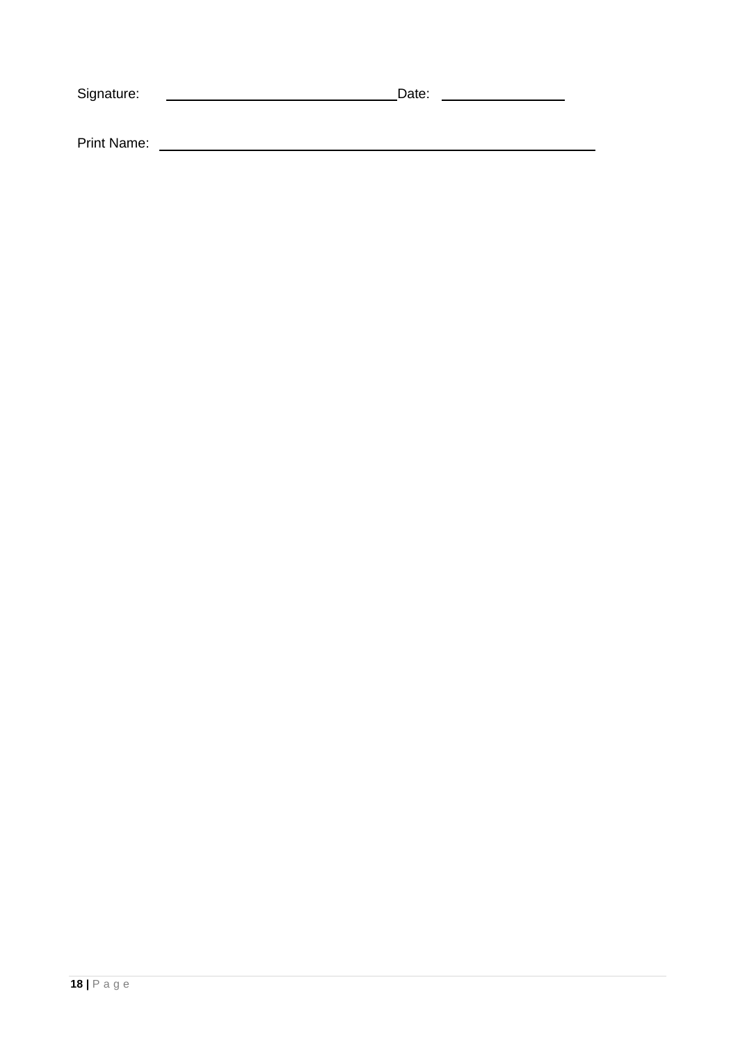Signature: ______________________________ Date: ________________

Print Name: __________________________________________________________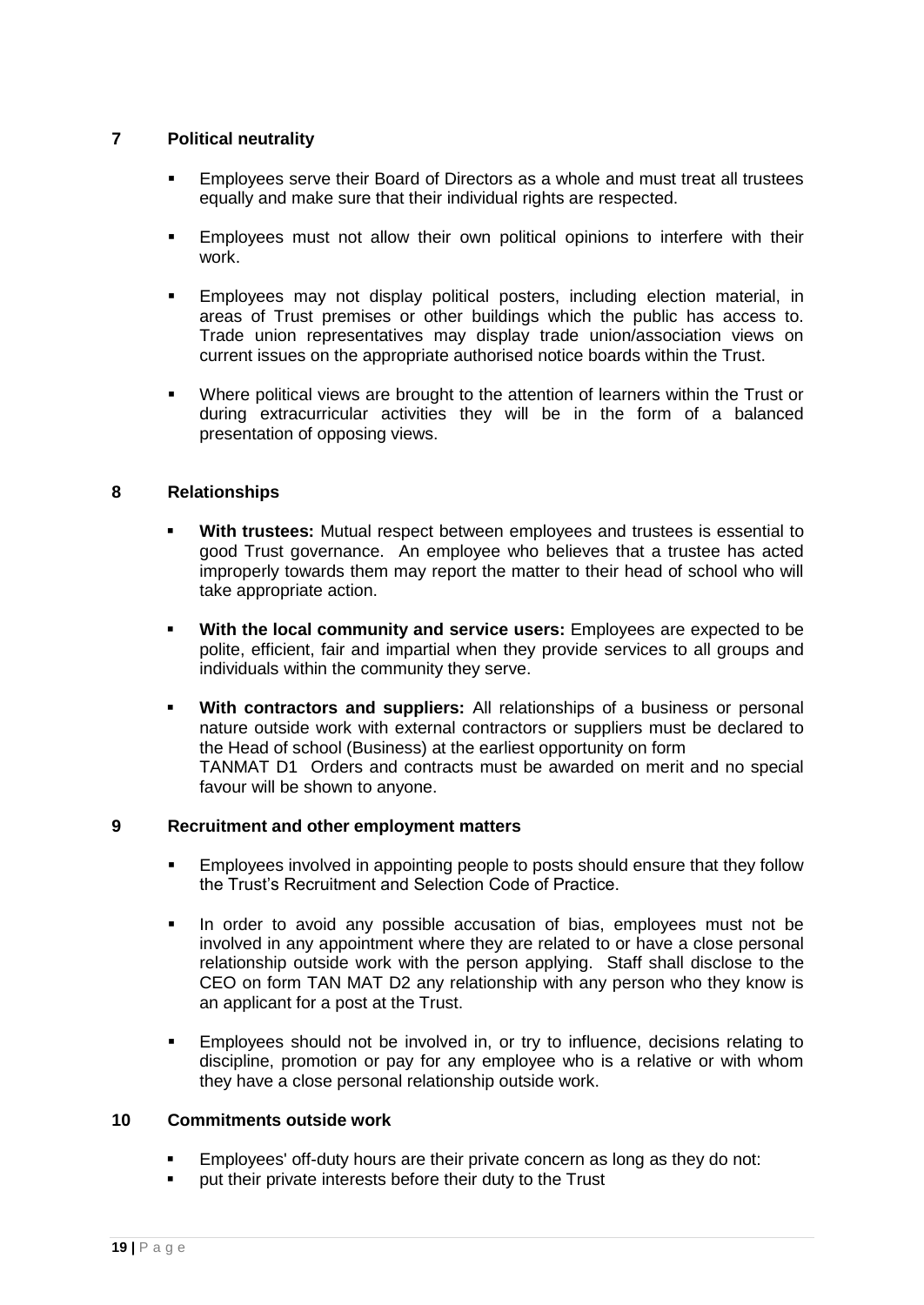## 7 Political neutrality

- Employees serve their Board of Directors as a whole and must treat all trustees equally and make sure that their individual rights are respected.
- Employees must not allow their own political opinions to interfere with their work.
- Employees may not display political posters, including election material, in areas of Trust premises or other buildings which the public has access to. Trade union representatives may display trade union/association views on current issues on the appropriate authorised notice boards within the Trust.
- Where political views are brought to the attention of learners within the Trust or during extracurricular activities they will be in the form of a balanced presentation of opposing views.

## 8 Relationships

- **With trustees:** Mutual respect between employees and trustees is essential to good Trust governance. An employee who believes that a trustee has acted improperly towards them may report the matter to their head of school who will take appropriate action.
- **With the local community and service users:** Employees are expected to be polite, efficient, fair and impartial when they provide services to all groups and individuals within the community they serve.
- **With contractors and suppliers:** All relationships of a business or personal nature outside work with external contractors or suppliers must be declared to the Head of school (Business) at the earliest opportunity on form TANMAT D1 Orders and contracts must be awarded on merit and no special favour will be shown to anyone.

## 9 Recruitment and other employment matters

- Employees involved in appointing people to posts should ensure that they follow the Trust's Recruitment and Selection Code of Practice.
- In order to avoid any possible accusation of bias, employees must not be involved in any appointment where they are related to or have a close personal relationship outside work with the person applying. Staff shall disclose to the CEO on form TAN MAT D2 any relationship with any person who they know is an applicant for a post at the Trust.
- Employees should not be involved in, or try to influence, decisions relating to discipline, promotion or pay for any employee who is a relative or with whom they have a close personal relationship outside work.

## 10 Commitments outside work

- Employees' off-duty hours are their private concern as long as they do not:
- put their private interests before their duty to the Trust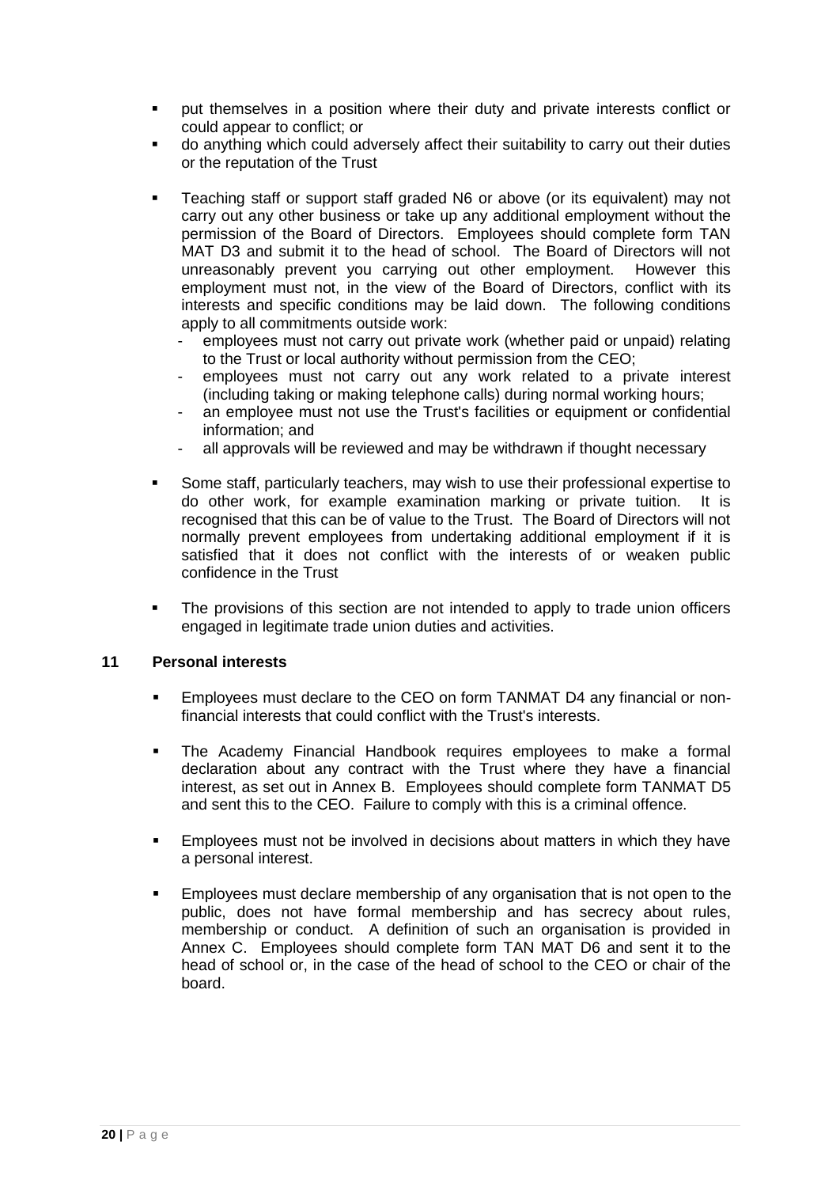- put themselves in a position where their duty and private interests conflict or could appear to conflict; or
- do anything which could adversely affect their suitability to carry out their duties or the reputation of the Trust

- Teaching staff or support staff graded N6 or above (or its equivalent) may not carry out any other business or take up any additional employment without the permission of the Board of Directors. Employees should complete form TAN MAT D3 and submit it to the head of school. The Board of Directors will not unreasonably prevent you carrying out other employment. However this employment must not, in the view of the Board of Directors, conflict with its interests and specific conditions may be laid down. The following conditions apply to all commitments outside work:
  - employees must not carry out private work (whether paid or unpaid) relating to the Trust or local authority without permission from the CEO;
  - employees must not carry out any work related to a private interest (including taking or making telephone calls) during normal working hours;
  - an employee must not use the Trust's facilities or equipment or confidential information; and
  - all approvals will be reviewed and may be withdrawn if thought necessary

- Some staff, particularly teachers, may wish to use their professional expertise to do other work, for example examination marking or private tuition. It is recognised that this can be of value to the Trust. The Board of Directors will not normally prevent employees from undertaking additional employment if it is satisfied that it does not conflict with the interests of or weaken public confidence in the Trust

- The provisions of this section are not intended to apply to trade union officers engaged in legitimate trade union duties and activities.

## 11 Personal interests

- Employees must declare to the CEO on form TANMAT D4 any financial or non-financial interests that could conflict with the Trust's interests.

- The Academy Financial Handbook requires employees to make a formal declaration about any contract with the Trust where they have a financial interest, as set out in Annex B. Employees should complete form TANMAT D5 and sent this to the CEO. Failure to comply with this is a criminal offence.

- Employees must not be involved in decisions about matters in which they have a personal interest.

- Employees must declare membership of any organisation that is not open to the public, does not have formal membership and has secrecy about rules, membership or conduct. A definition of such an organisation is provided in Annex C. Employees should complete form TAN MAT D6 and sent it to the head of school or, in the case of the head of school to the CEO or chair of the board.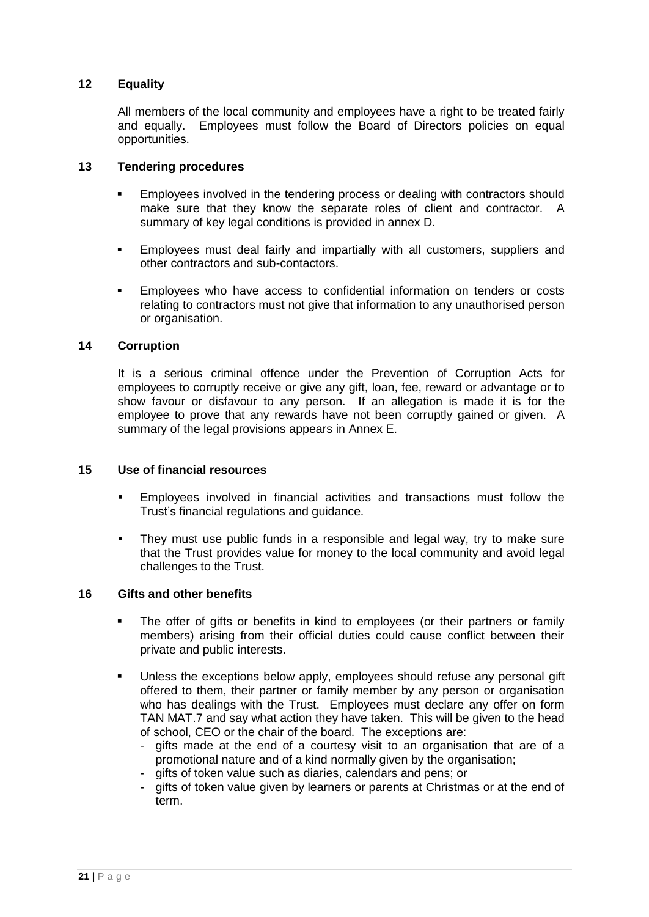## 12 Equality

All members of the local community and employees have a right to be treated fairly and equally. Employees must follow the Board of Directors policies on equal opportunities.

## 13 Tendering procedures

- Employees involved in the tendering process or dealing with contractors should make sure that they know the separate roles of client and contractor. A summary of key legal conditions is provided in annex D.
- Employees must deal fairly and impartially with all customers, suppliers and other contractors and sub-contactors.
- Employees who have access to confidential information on tenders or costs relating to contractors must not give that information to any unauthorised person or organisation.

## 14 Corruption

It is a serious criminal offence under the Prevention of Corruption Acts for employees to corruptly receive or give any gift, loan, fee, reward or advantage or to show favour or disfavour to any person. If an allegation is made it is for the employee to prove that any rewards have not been corruptly gained or given. A summary of the legal provisions appears in Annex E.

## 15 Use of financial resources

- Employees involved in financial activities and transactions must follow the Trust's financial regulations and guidance.
- They must use public funds in a responsible and legal way, try to make sure that the Trust provides value for money to the local community and avoid legal challenges to the Trust.

## 16 Gifts and other benefits

- The offer of gifts or benefits in kind to employees (or their partners or family members) arising from their official duties could cause conflict between their private and public interests.
- Unless the exceptions below apply, employees should refuse any personal gift offered to them, their partner or family member by any person or organisation who has dealings with the Trust. Employees must declare any offer on form TAN MAT.7 and say what action they have taken. This will be given to the head of school, CEO or the chair of the board. The exceptions are:
  - gifts made at the end of a courtesy visit to an organisation that are of a promotional nature and of a kind normally given by the organisation;
  - gifts of token value such as diaries, calendars and pens; or
  - gifts of token value given by learners or parents at Christmas or at the end of term.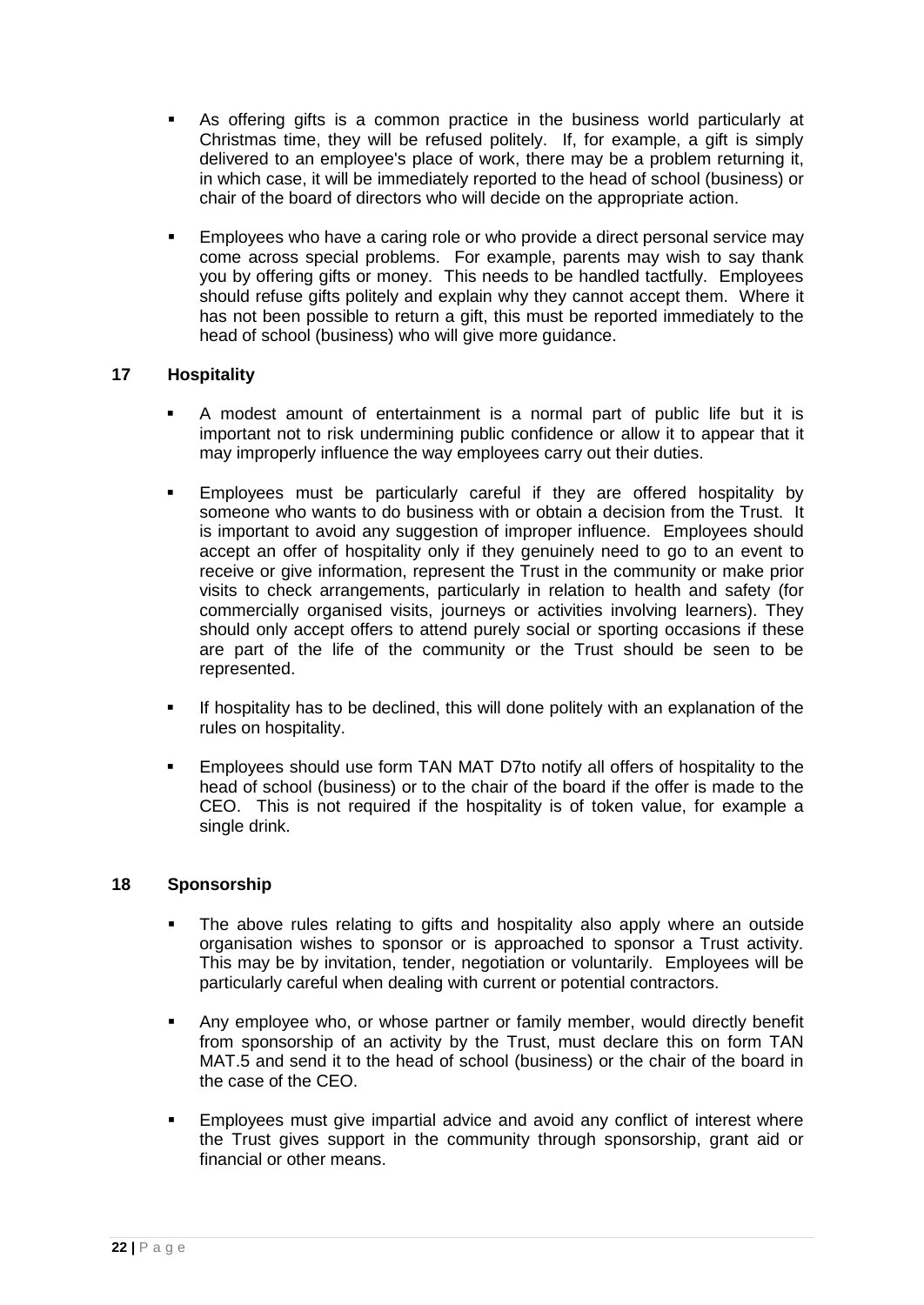- As offering gifts is a common practice in the business world particularly at Christmas time, they will be refused politely. If, for example, a gift is simply delivered to an employee's place of work, there may be a problem returning it, in which case, it will be immediately reported to the head of school (business) or chair of the board of directors who will decide on the appropriate action.

- Employees who have a caring role or who provide a direct personal service may come across special problems. For example, parents may wish to say thank you by offering gifts or money. This needs to be handled tactfully. Employees should refuse gifts politely and explain why they cannot accept them. Where it has not been possible to return a gift, this must be reported immediately to the head of school (business) who will give more guidance.

## 17 Hospitality

- A modest amount of entertainment is a normal part of public life but it is important not to risk undermining public confidence or allow it to appear that it may improperly influence the way employees carry out their duties.

- Employees must be particularly careful if they are offered hospitality by someone who wants to do business with or obtain a decision from the Trust. It is important to avoid any suggestion of improper influence. Employees should accept an offer of hospitality only if they genuinely need to go to an event to receive or give information, represent the Trust in the community or make prior visits to check arrangements, particularly in relation to health and safety (for commercially organised visits, journeys or activities involving learners). They should only accept offers to attend purely social or sporting occasions if these are part of the life of the community or the Trust should be seen to be represented.

- If hospitality has to be declined, this will done politely with an explanation of the rules on hospitality.

- Employees should use form TAN MAT D7to notify all offers of hospitality to the head of school (business) or to the chair of the board if the offer is made to the CEO. This is not required if the hospitality is of token value, for example a single drink.

## 18 Sponsorship

- The above rules relating to gifts and hospitality also apply where an outside organisation wishes to sponsor or is approached to sponsor a Trust activity. This may be by invitation, tender, negotiation or voluntarily. Employees will be particularly careful when dealing with current or potential contractors.

- Any employee who, or whose partner or family member, would directly benefit from sponsorship of an activity by the Trust, must declare this on form TAN MAT.5 and send it to the head of school (business) or the chair of the board in the case of the CEO.

- Employees must give impartial advice and avoid any conflict of interest where the Trust gives support in the community through sponsorship, grant aid or financial or other means.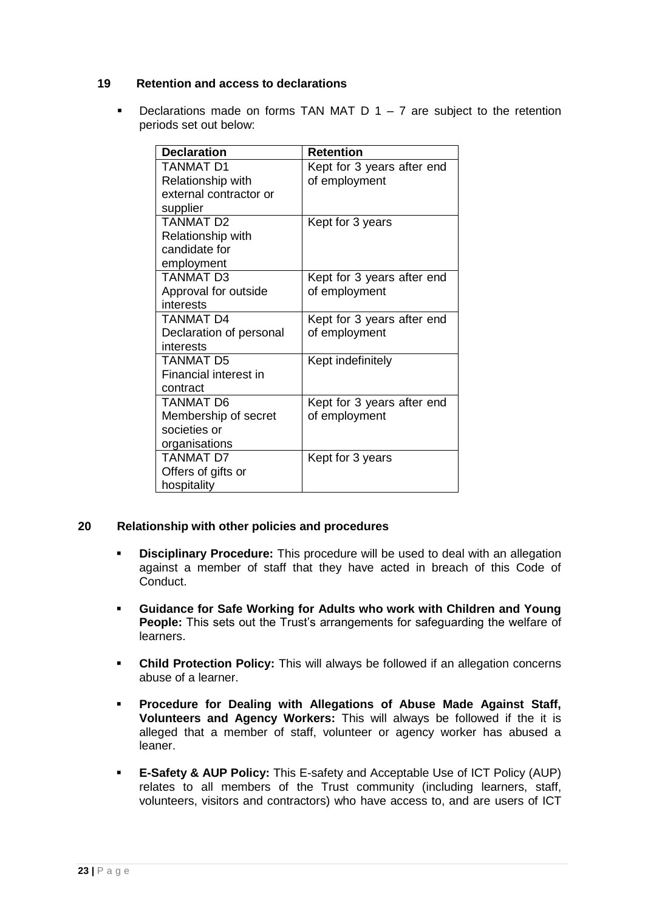## 19 Retention and access to declarations

- Declarations made on forms TAN MAT D 1 – 7 are subject to the retention periods set out below:

| Declaration | Retention |
|---|---|
| TANMAT D1 Relationship with external contractor or supplier | Kept for 3 years after end of employment |
| TANMAT D2 Relationship with candidate for employment | Kept for 3 years |
| TANMAT D3 Approval for outside interests | Kept for 3 years after end of employment |
| TANMAT D4 Declaration of personal interests | Kept for 3 years after end of employment |
| TANMAT D5 Financial interest in contract | Kept indefinitely |
| TANMAT D6 Membership of secret societies or organisations | Kept for 3 years after end of employment |
| TANMAT D7 Offers of gifts or hospitality | Kept for 3 years |

## 20 Relationship with other policies and procedures

- **Disciplinary Procedure:** This procedure will be used to deal with an allegation against a member of staff that they have acted in breach of this Code of Conduct.

- **Guidance for Safe Working for Adults who work with Children and Young People:** This sets out the Trust's arrangements for safeguarding the welfare of learners.

- **Child Protection Policy:** This will always be followed if an allegation concerns abuse of a learner.

- **Procedure for Dealing with Allegations of Abuse Made Against Staff, Volunteers and Agency Workers:** This will always be followed if the it is alleged that a member of staff, volunteer or agency worker has abused a leaner.

- **E-Safety & AUP Policy:** This E-safety and Acceptable Use of ICT Policy (AUP) relates to all members of the Trust community (including learners, staff, volunteers, visitors and contractors) who have access to, and are users of ICT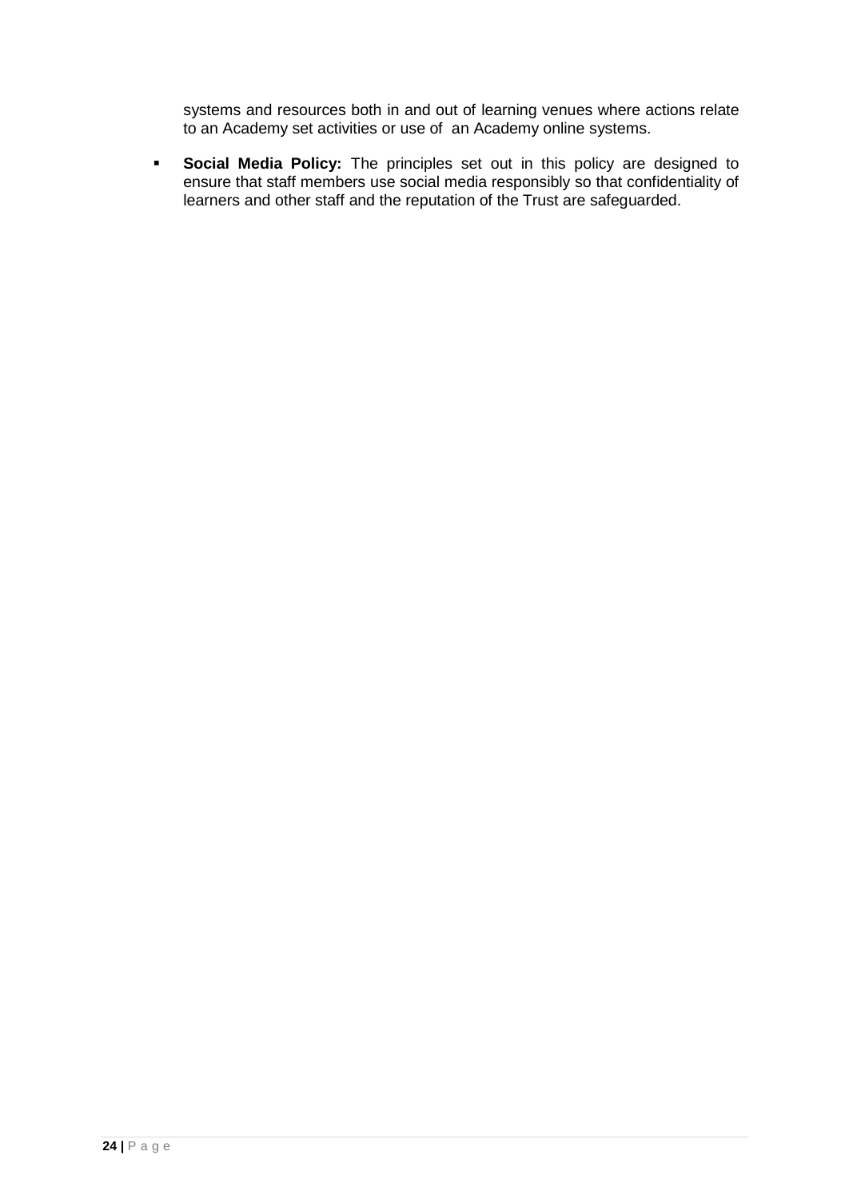systems and resources both in and out of learning venues where actions relate to an Academy set activities or use of an Academy online systems.

- **Social Media Policy:** The principles set out in this policy are designed to ensure that staff members use social media responsibly so that confidentiality of learners and other staff and the reputation of the Trust are safeguarded.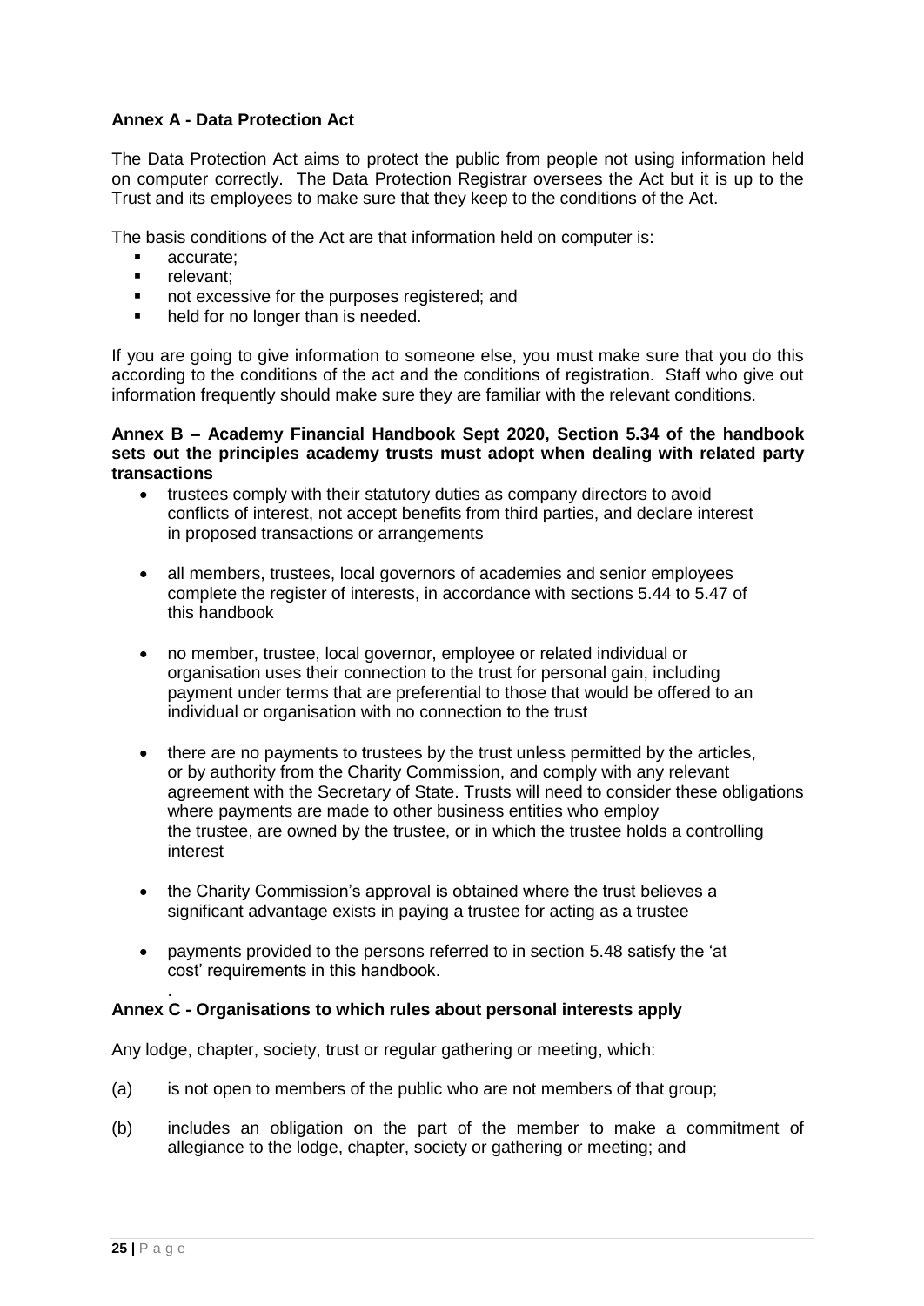**Annex A - Data Protection Act**

The Data Protection Act aims to protect the public from people not using information held on computer correctly. The Data Protection Registrar oversees the Act but it is up to the Trust and its employees to make sure that they keep to the conditions of the Act.

The basis conditions of the Act are that information held on computer is:

- accurate;
- relevant;
- not excessive for the purposes registered; and
- held for no longer than is needed.

If you are going to give information to someone else, you must make sure that you do this according to the conditions of the act and the conditions of registration. Staff who give out information frequently should make sure they are familiar with the relevant conditions.

**Annex B – Academy Financial Handbook Sept 2020, Section 5.34 of the handbook sets out the principles academy trusts must adopt when dealing with related party transactions**

- trustees comply with their statutory duties as company directors to avoid conflicts of interest, not accept benefits from third parties, and declare interest in proposed transactions or arrangements
- all members, trustees, local governors of academies and senior employees complete the register of interests, in accordance with sections 5.44 to 5.47 of this handbook
- no member, trustee, local governor, employee or related individual or organisation uses their connection to the trust for personal gain, including payment under terms that are preferential to those that would be offered to an individual or organisation with no connection to the trust
- there are no payments to trustees by the trust unless permitted by the articles, or by authority from the Charity Commission, and comply with any relevant agreement with the Secretary of State. Trusts will need to consider these obligations where payments are made to other business entities who employ the trustee, are owned by the trustee, or in which the trustee holds a controlling interest
- the Charity Commission's approval is obtained where the trust believes a significant advantage exists in paying a trustee for acting as a trustee
- payments provided to the persons referred to in section 5.48 satisfy the 'at cost' requirements in this handbook.

.

**Annex C - Organisations to which rules about personal interests apply**

Any lodge, chapter, society, trust or regular gathering or meeting, which:

(a) is not open to members of the public who are not members of that group;

(b) includes an obligation on the part of the member to make a commitment of allegiance to the lodge, chapter, society or gathering or meeting; and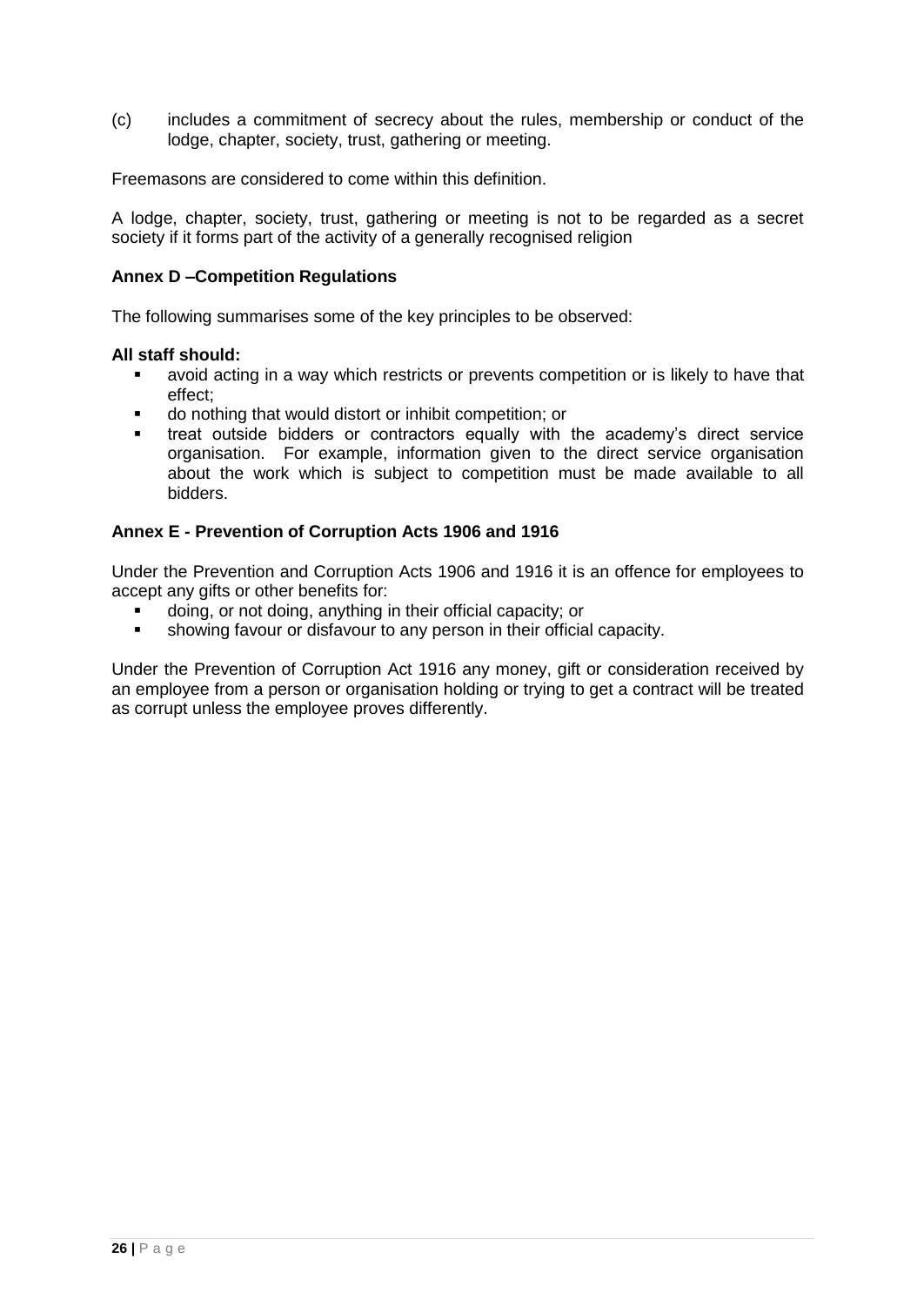(c) includes a commitment of secrecy about the rules, membership or conduct of the lodge, chapter, society, trust, gathering or meeting.

Freemasons are considered to come within this definition.

A lodge, chapter, society, trust, gathering or meeting is not to be regarded as a secret society if it forms part of the activity of a generally recognised religion

**Annex D –Competition Regulations**

The following summarises some of the key principles to be observed:

**All staff should:**

- avoid acting in a way which restricts or prevents competition or is likely to have that effect;
- do nothing that would distort or inhibit competition; or
- treat outside bidders or contractors equally with the academy's direct service organisation. For example, information given to the direct service organisation about the work which is subject to competition must be made available to all bidders.

**Annex E - Prevention of Corruption Acts 1906 and 1916**

Under the Prevention and Corruption Acts 1906 and 1916 it is an offence for employees to accept any gifts or other benefits for:

- doing, or not doing, anything in their official capacity; or
- showing favour or disfavour to any person in their official capacity.

Under the Prevention of Corruption Act 1916 any money, gift or consideration received by an employee from a person or organisation holding or trying to get a contract will be treated as corrupt unless the employee proves differently.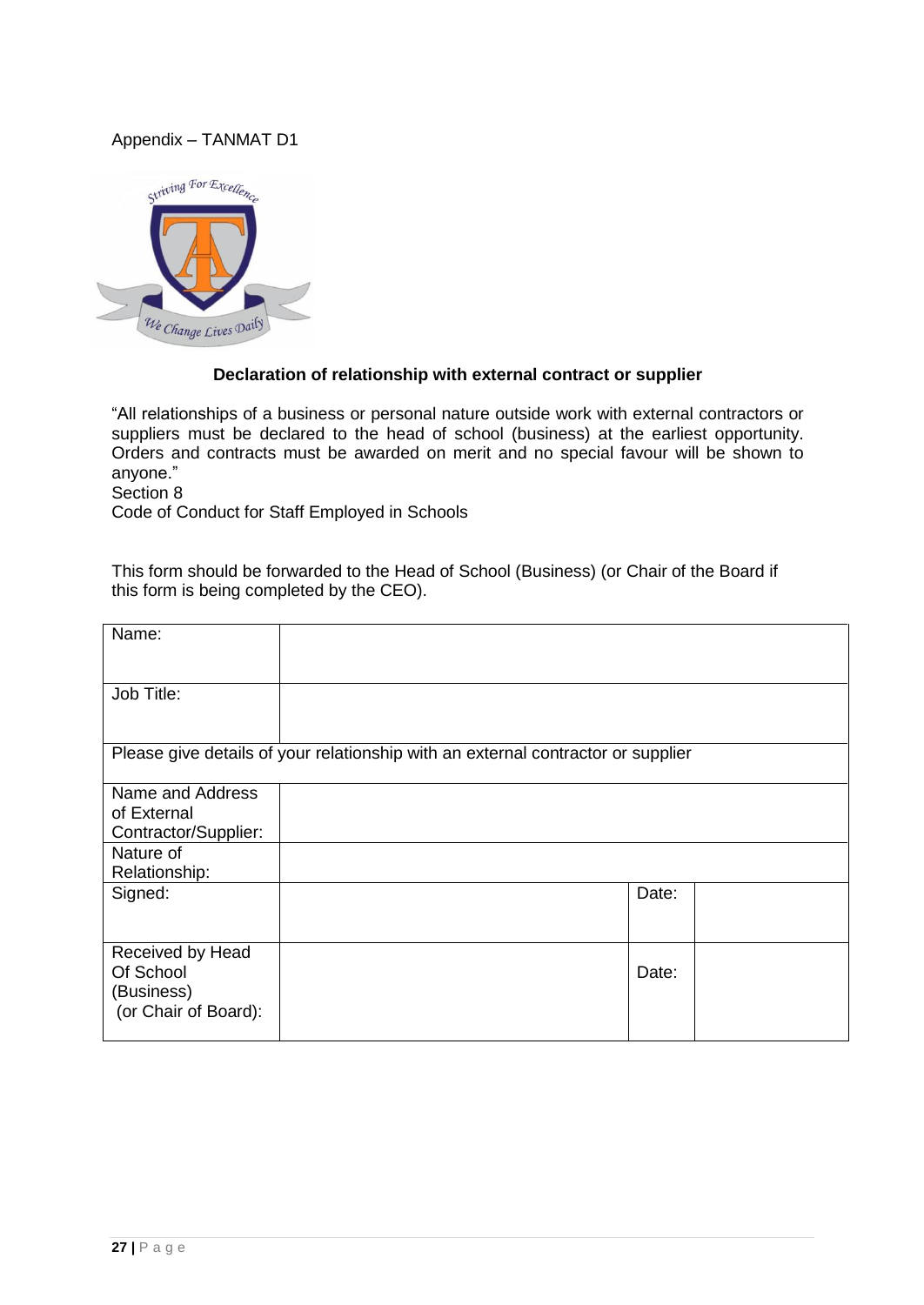Appendix – TANMAT D1

**Declaration of relationship with external contract or supplier**

"All relationships of a business or personal nature outside work with external contractors or suppliers must be declared to the head of school (business) at the earliest opportunity. Orders and contracts must be awarded on merit and no special favour will be shown to anyone."
Section 8
Code of Conduct for Staff Employed in Schools

This form should be forwarded to the Head of School (Business) (or Chair of the Board if this form is being completed by the CEO).

| | | | |
|---|---|---|---|
| Name: | | | |
| Job Title: | | | |
| Please give details of your relationship with an external contractor or supplier | | | |
| Name and Address of External Contractor/Supplier: | | | |
| Nature of Relationship: | | | |
| Signed: | | Date: | |
| Received by Head Of School (Business) (or Chair of Board): | | Date: | |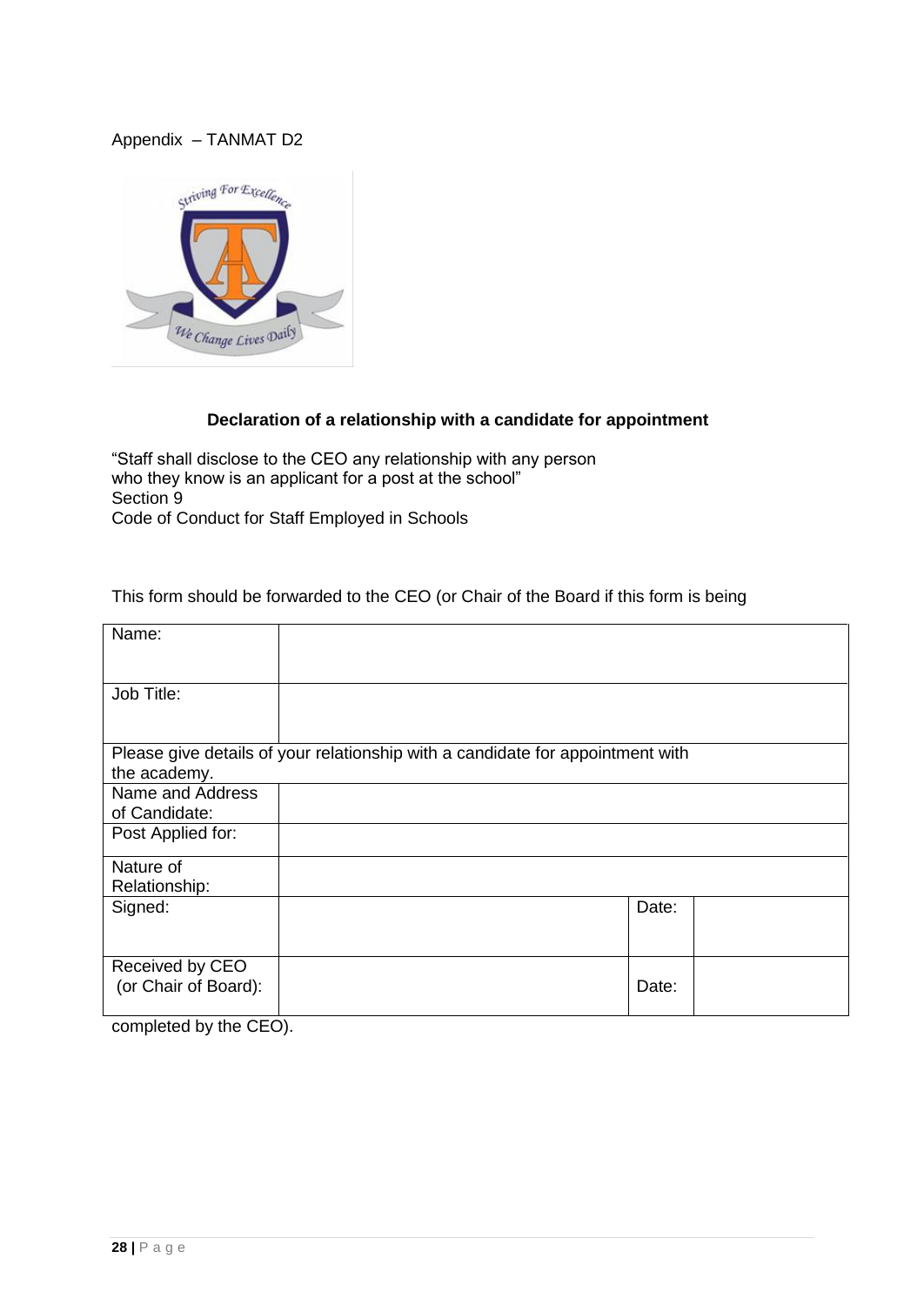Appendix – TANMAT D2

**Declaration of a relationship with a candidate for appointment**

"Staff shall disclose to the CEO any relationship with any person who they know is an applicant for a post at the school"
Section 9
Code of Conduct for Staff Employed in Schools

This form should be forwarded to the CEO (or Chair of the Board if this form is being completed by the CEO).

| | | | |
|---|---|---|---|
| Name: | | | |
| Job Title: | | | |
| Please give details of your relationship with a candidate for appointment with the academy. | | | |
| Name and Address of Candidate: | | | |
| Post Applied for: | | | |
| Nature of Relationship: | | | |
| Signed: | | Date: | |
| Received by CEO (or Chair of Board): | | Date: | |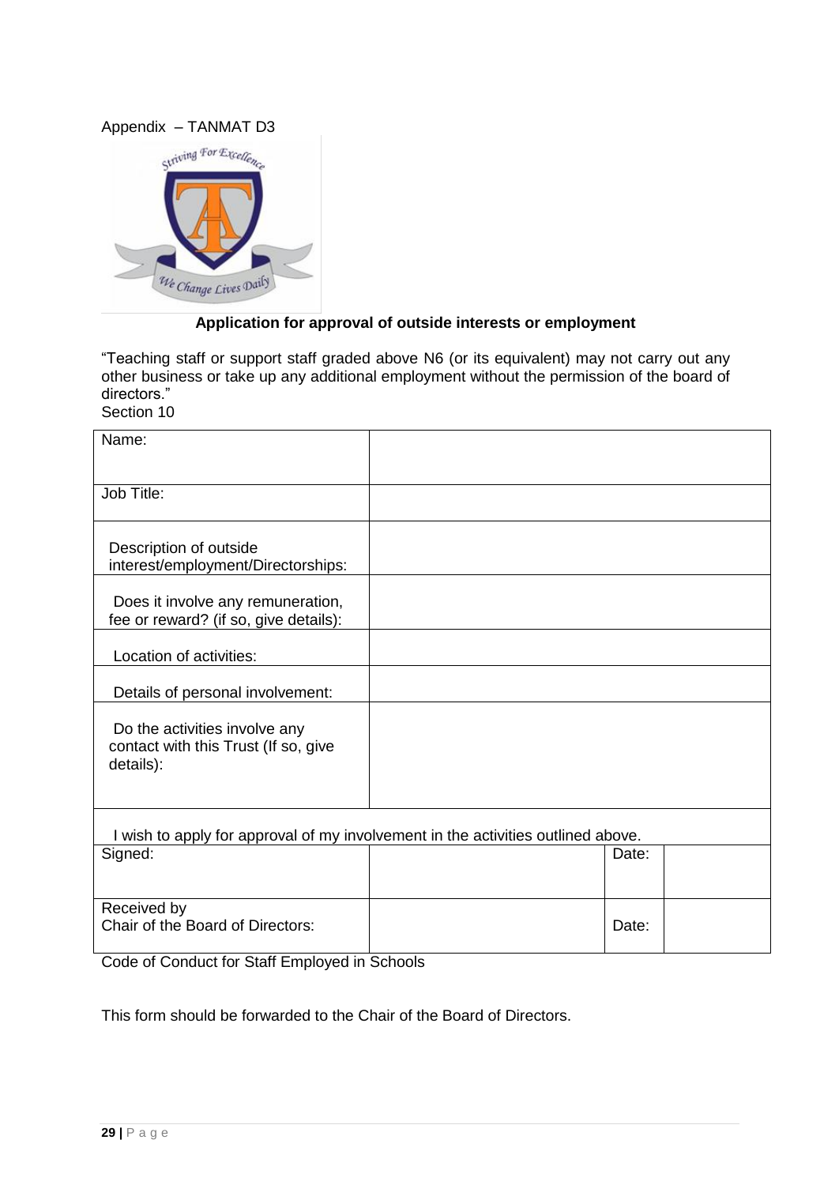Appendix – TANMAT D3

**Application for approval of outside interests or employment**

"Teaching staff or support staff graded above N6 (or its equivalent) may not carry out any other business or take up any additional employment without the permission of the board of directors."
Section 10

| | | | |
|---|---|---|---|
| Name: | | | |
| Job Title: | | | |
| Description of outside interest/employment/Directorships: | | | |
| Does it involve any remuneration, fee or reward? (if so, give details): | | | |
| Location of activities: | | | |
| Details of personal involvement: | | | |
| Do the activities involve any contact with this Trust (If so, give details): | | | |
| I wish to apply for approval of my involvement in the activities outlined above. | | | |
| Signed: | | Date: | |
| Received by Chair of the Board of Directors: | | Date: | |

Code of Conduct for Staff Employed in Schools

This form should be forwarded to the Chair of the Board of Directors.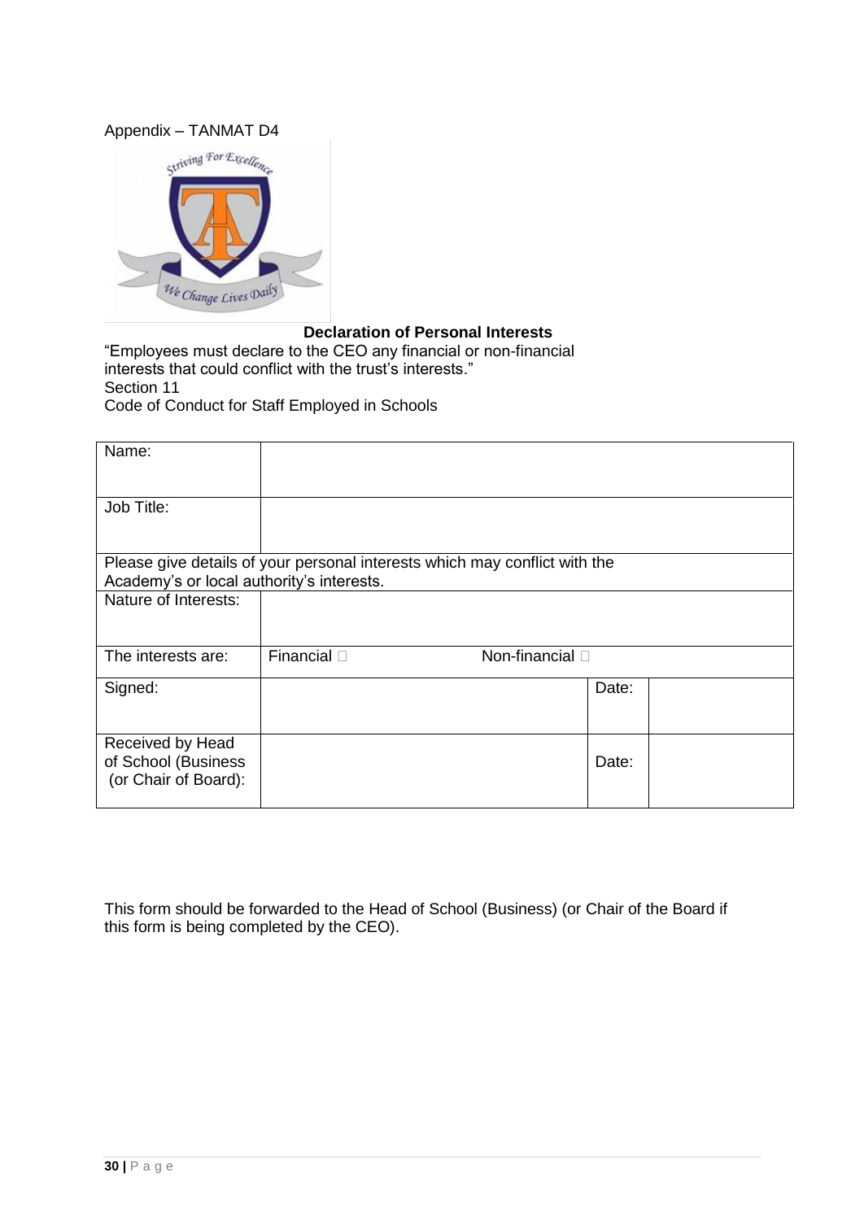Appendix – TANMAT D4

**Declaration of Personal Interests**

"Employees must declare to the CEO any financial or non-financial interests that could conflict with the trust's interests."
Section 11
Code of Conduct for Staff Employed in Schools

| | | | |
|---|---|---|---|
| Name: | | | |
| Job Title: | | | |
| Please give details of your personal interests which may conflict with the Academy's or local authority's interests. | | | |
| Nature of Interests: | | | |
| The interests are: | Financial ☐ Non-financial ☐ | | |
| Signed: | | Date: | |
| Received by Head of School (Business (or Chair of Board): | | Date: | |

This form should be forwarded to the Head of School (Business) (or Chair of the Board if this form is being completed by the CEO).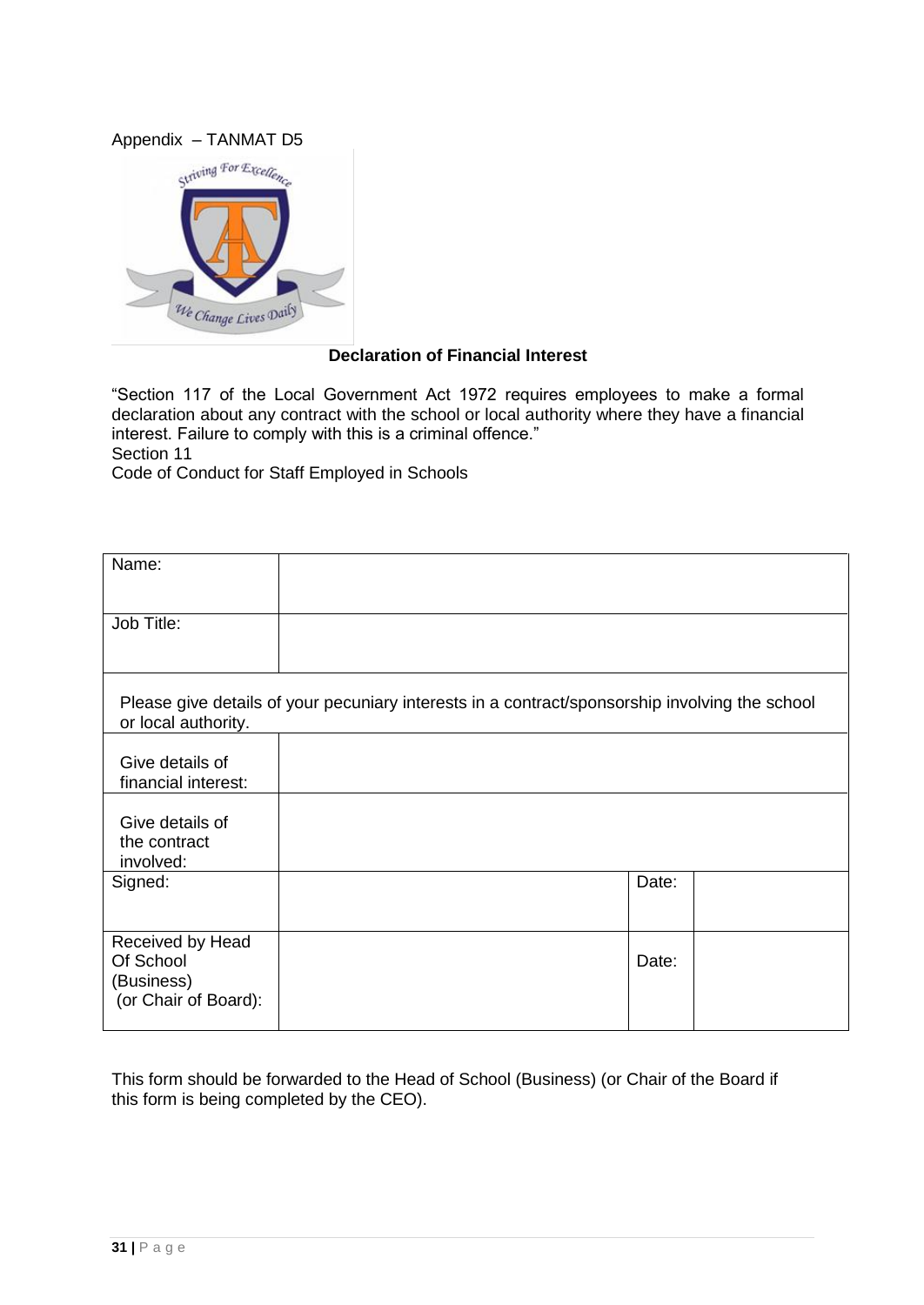Appendix – TANMAT D5

**Declaration of Financial Interest**

"Section 117 of the Local Government Act 1972 requires employees to make a formal declaration about any contract with the school or local authority where they have a financial interest. Failure to comply with this is a criminal offence."
Section 11
Code of Conduct for Staff Employed in Schools

| | | | |
|---|---|---|---|
| Name: | | | |
| Job Title: | | | |
| Please give details of your pecuniary interests in a contract/sponsorship involving the school or local authority. | | | |
| Give details of financial interest: | | | |
| Give details of the contract involved: | | | |
| Signed: | | Date: | |
| Received by Head Of School (Business) (or Chair of Board): | | Date: | |

This form should be forwarded to the Head of School (Business) (or Chair of the Board if this form is being completed by the CEO).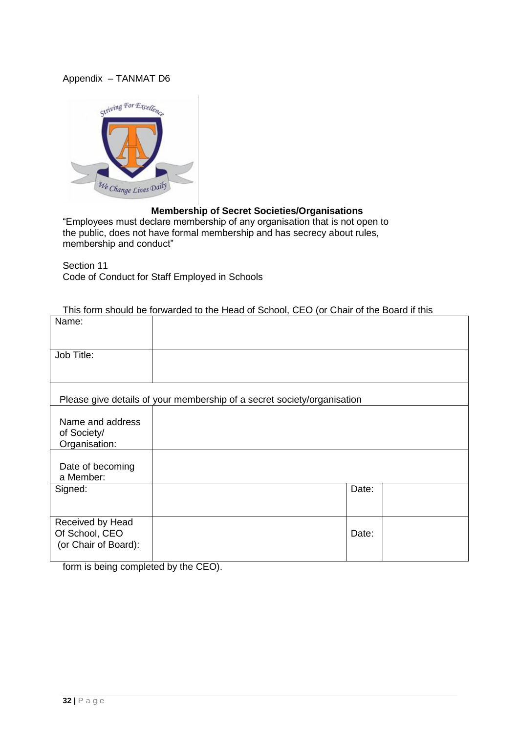Appendix – TANMAT D6

**Membership of Secret Societies/Organisations**

"Employees must declare membership of any organisation that is not open to the public, does not have formal membership and has secrecy about rules, membership and conduct"

Section 11
Code of Conduct for Staff Employed in Schools

This form should be forwarded to the Head of School, CEO (or Chair of the Board if this form is being completed by the CEO).

| | | | |
|---|---|---|---|
| Name: | | | |
| Job Title: | | | |
| Please give details of your membership of a secret society/organisation | | | |
| Name and address of Society/ Organisation: | | | |
| Date of becoming a Member: | | | |
| Signed: | | Date: | |
| Received by Head Of School, CEO (or Chair of Board): | | Date: | |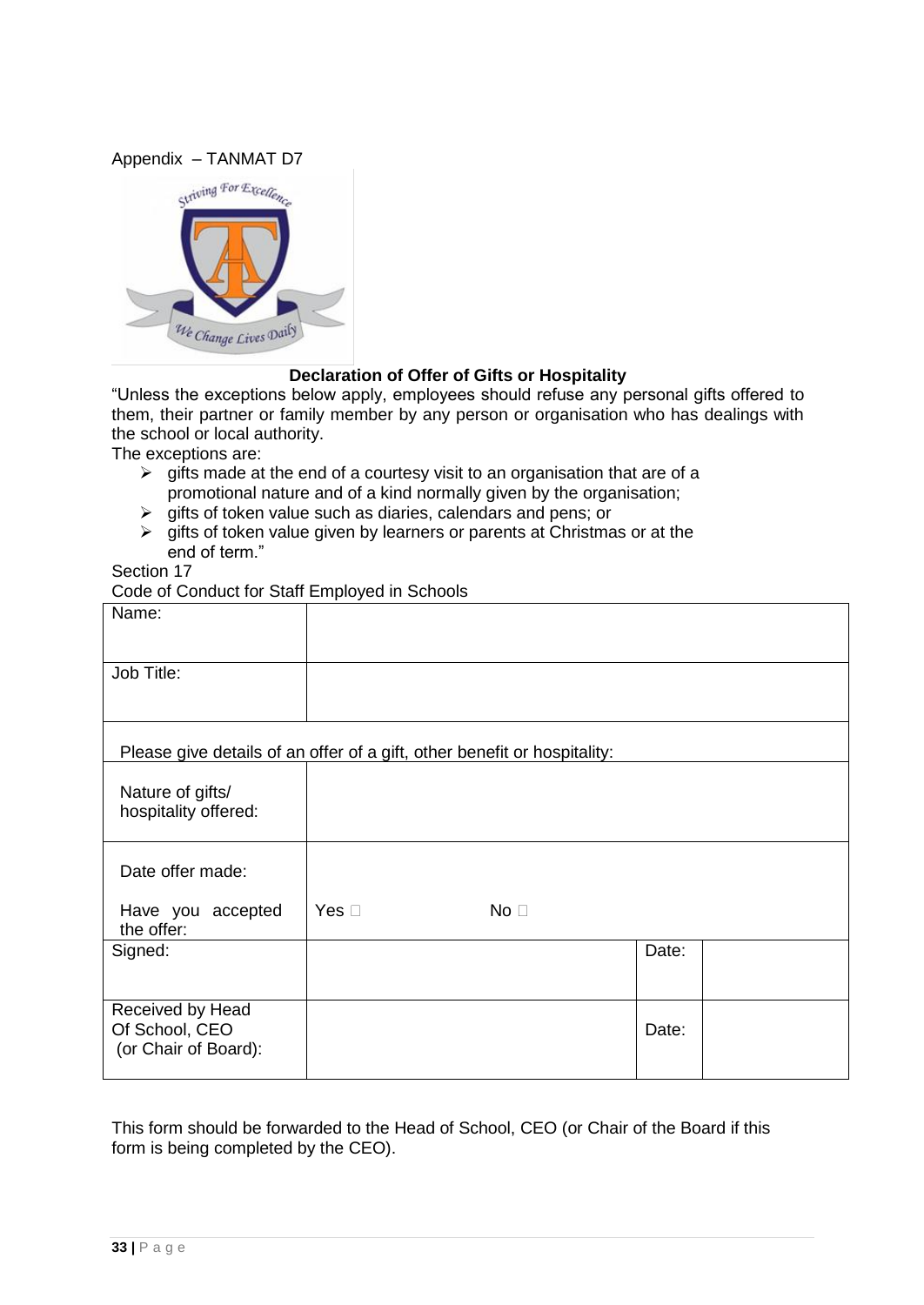Appendix – TANMAT D7

### Declaration of Offer of Gifts or Hospitality

"Unless the exceptions below apply, employees should refuse any personal gifts offered to them, their partner or family member by any person or organisation who has dealings with the school or local authority.

The exceptions are:

- gifts made at the end of a courtesy visit to an organisation that are of a promotional nature and of a kind normally given by the organisation;
- gifts of token value such as diaries, calendars and pens; or
- gifts of token value given by learners or parents at Christmas or at the end of term."

Section 17

Code of Conduct for Staff Employed in Schools

| | | | |
|---|---|---|---|
| Name: | | | |
| Job Title: | | | |
| Please give details of an offer of a gift, other benefit or hospitality: | | | |
| Nature of gifts/ hospitality offered: | | | |
| Date offer made: | | | |
| Have you accepted the offer: | Yes ☐ No ☐ | | |
| Signed: | | Date: | |
| Received by Head Of School, CEO (or Chair of Board): | | Date: | |

This form should be forwarded to the Head of School, CEO (or Chair of the Board if this form is being completed by the CEO).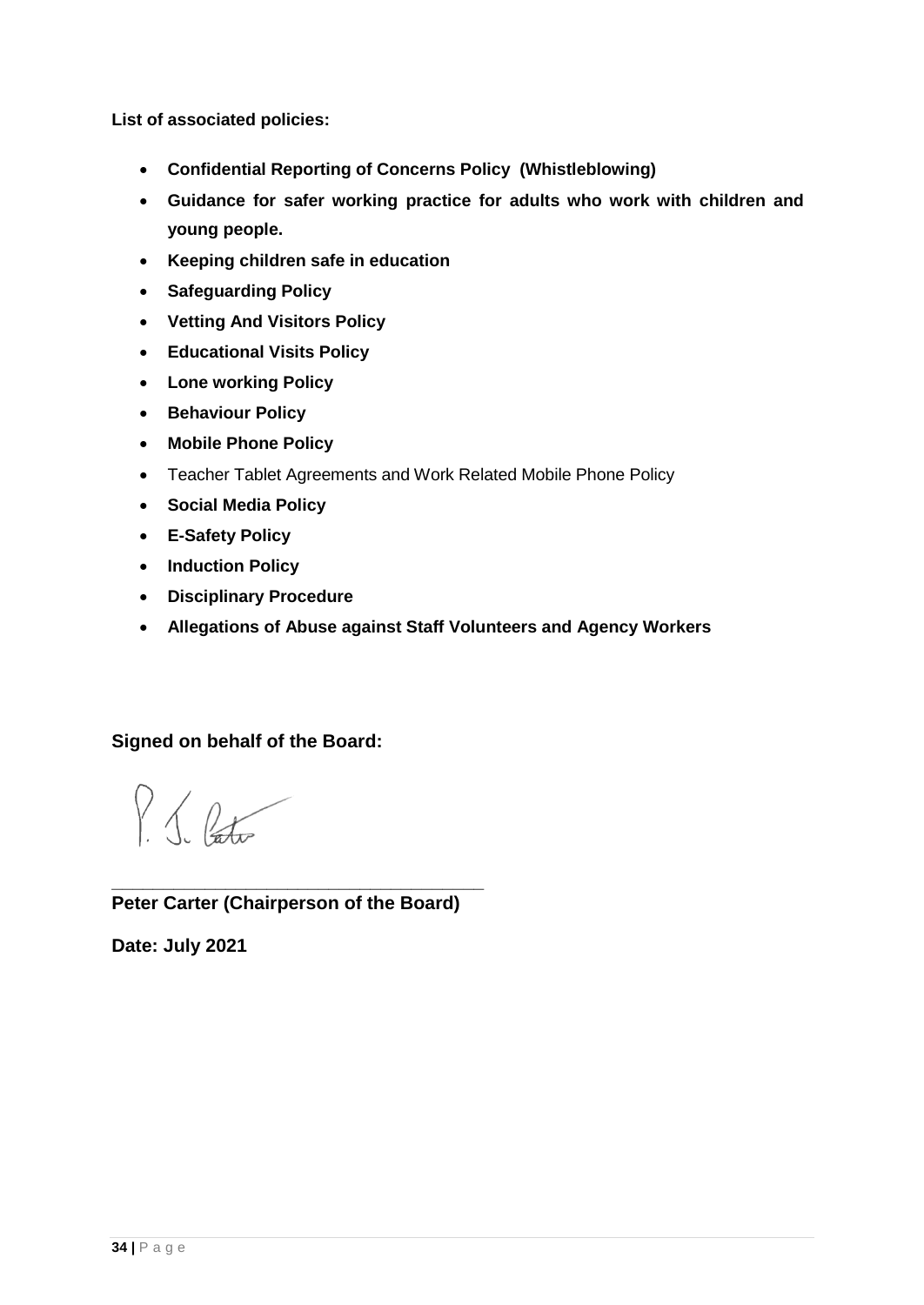**List of associated policies:**

- **Confidential Reporting of Concerns Policy (Whistleblowing)**
- **Guidance for safer working practice for adults who work with children and young people.**
- **Keeping children safe in education**
- **Safeguarding Policy**
- **Vetting And Visitors Policy**
- **Educational Visits Policy**
- **Lone working Policy**
- **Behaviour Policy**
- **Mobile Phone Policy**
- Teacher Tablet Agreements and Work Related Mobile Phone Policy
- **Social Media Policy**
- **E-Safety Policy**
- **Induction Policy**
- **Disciplinary Procedure**
- **Allegations of Abuse against Staff Volunteers and Agency Workers**

**Signed on behalf of the Board:**

P. J. Carter

___________________________________

**Peter Carter (Chairperson of the Board)**

**Date: July 2021**